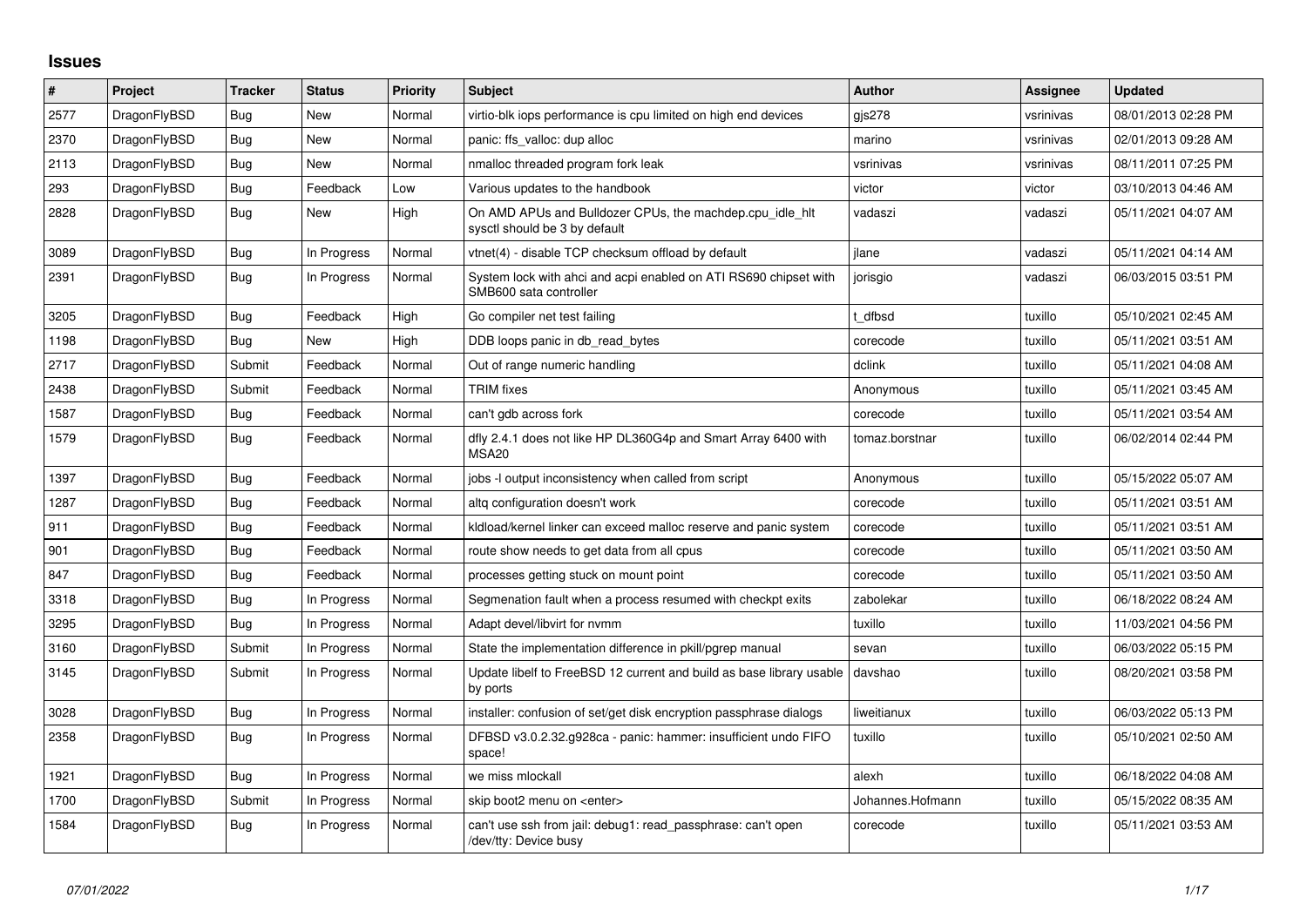## Issues

| # | Project | Tracker | Status | Priority | Subject | Author | Assignee | Updated |
|---|---|---|---|---|---|---|---|---|
| 2577 | DragonFlyBSD | Bug | New | Normal | virtio-blk iops performance is cpu limited on high end devices | gjs278 | vsrinivas | 08/01/2013 02:28 PM |
| 2370 | DragonFlyBSD | Bug | New | Normal | panic: ffs_valloc: dup alloc | marino | vsrinivas | 02/01/2013 09:28 AM |
| 2113 | DragonFlyBSD | Bug | New | Normal | nmalloc threaded program fork leak | vsrinivas | vsrinivas | 08/11/2011 07:25 PM |
| 293 | DragonFlyBSD | Bug | Feedback | Low | Various updates to the handbook | victor | victor | 03/10/2013 04:46 AM |
| 2828 | DragonFlyBSD | Bug | New | High | On AMD APUs and Bulldozer CPUs, the machdep.cpu_idle_hlt sysctl should be 3 by default | vadaszi | vadaszi | 05/11/2021 04:07 AM |
| 3089 | DragonFlyBSD | Bug | In Progress | Normal | vtnet(4) - disable TCP checksum offload by default | jlane | vadaszi | 05/11/2021 04:14 AM |
| 2391 | DragonFlyBSD | Bug | In Progress | Normal | System lock with ahci and acpi enabled on ATI RS690 chipset with SMB600 sata controller | jorisgio | vadaszi | 06/03/2015 03:51 PM |
| 3205 | DragonFlyBSD | Bug | Feedback | High | Go compiler net test failing | t_dfbsd | tuxillo | 05/10/2021 02:45 AM |
| 1198 | DragonFlyBSD | Bug | New | High | DDB loops panic in db_read_bytes | corecode | tuxillo | 05/11/2021 03:51 AM |
| 2717 | DragonFlyBSD | Submit | Feedback | Normal | Out of range numeric handling | dclink | tuxillo | 05/11/2021 04:08 AM |
| 2438 | DragonFlyBSD | Submit | Feedback | Normal | TRIM fixes | Anonymous | tuxillo | 05/11/2021 03:45 AM |
| 1587 | DragonFlyBSD | Bug | Feedback | Normal | can't gdb across fork | corecode | tuxillo | 05/11/2021 03:54 AM |
| 1579 | DragonFlyBSD | Bug | Feedback | Normal | dfly 2.4.1 does not like HP DL360G4p and Smart Array 6400 with MSA20 | tomaz.borstnar | tuxillo | 06/02/2014 02:44 PM |
| 1397 | DragonFlyBSD | Bug | Feedback | Normal | jobs -l output inconsistency when called from script | Anonymous | tuxillo | 05/15/2022 05:07 AM |
| 1287 | DragonFlyBSD | Bug | Feedback | Normal | altq configuration doesn't work | corecode | tuxillo | 05/11/2021 03:51 AM |
| 911 | DragonFlyBSD | Bug | Feedback | Normal | kldload/kernel linker can exceed malloc reserve and panic system | corecode | tuxillo | 05/11/2021 03:51 AM |
| 901 | DragonFlyBSD | Bug | Feedback | Normal | route show needs to get data from all cpus | corecode | tuxillo | 05/11/2021 03:50 AM |
| 847 | DragonFlyBSD | Bug | Feedback | Normal | processes getting stuck on mount point | corecode | tuxillo | 05/11/2021 03:50 AM |
| 3318 | DragonFlyBSD | Bug | In Progress | Normal | Segmenation fault when a process resumed with checkpt exits | zabolekar | tuxillo | 06/18/2022 08:24 AM |
| 3295 | DragonFlyBSD | Bug | In Progress | Normal | Adapt devel/libvirt for nvmm | tuxillo | tuxillo | 11/03/2021 04:56 PM |
| 3160 | DragonFlyBSD | Submit | In Progress | Normal | State the implementation difference in pkill/pgrep manual | sevan | tuxillo | 06/03/2022 05:15 PM |
| 3145 | DragonFlyBSD | Submit | In Progress | Normal | Update libelf to FreeBSD 12 current and build as base library usable by ports | davshao | tuxillo | 08/20/2021 03:58 PM |
| 3028 | DragonFlyBSD | Bug | In Progress | Normal | installer: confusion of set/get disk encryption passphrase dialogs | liweitianux | tuxillo | 06/03/2022 05:13 PM |
| 2358 | DragonFlyBSD | Bug | In Progress | Normal | DFBSD v3.0.2.32.g928ca - panic: hammer: insufficient undo FIFO space! | tuxillo | tuxillo | 05/10/2021 02:50 AM |
| 1921 | DragonFlyBSD | Bug | In Progress | Normal | we miss mlockall | alexh | tuxillo | 06/18/2022 04:08 AM |
| 1700 | DragonFlyBSD | Submit | In Progress | Normal | skip boot2 menu on <enter> | Johannes.Hofmann | tuxillo | 05/15/2022 08:35 AM |
| 1584 | DragonFlyBSD | Bug | In Progress | Normal | can't use ssh from jail: debug1: read_passphrase: can't open /dev/tty: Device busy | corecode | tuxillo | 05/11/2021 03:53 AM |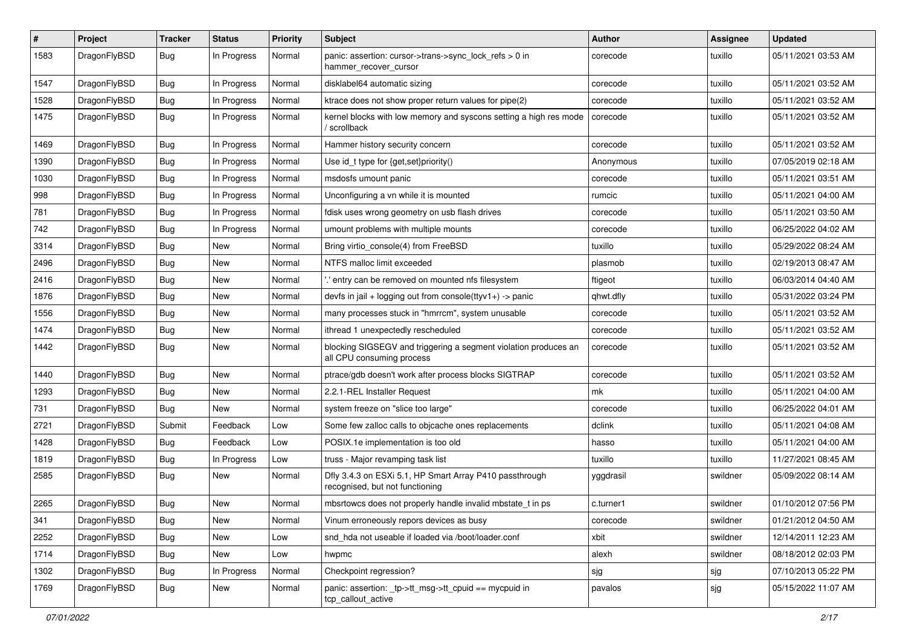| # | Project | Tracker | Status | Priority | Subject | Author | Assignee | Updated |
|---|---|---|---|---|---|---|---|---|
| 1583 | DragonFlyBSD | Bug | In Progress | Normal | panic: assertion: cursor->trans->sync_lock_refs > 0 in hammer_recover_cursor | corecode | tuxillo | 05/11/2021 03:53 AM |
| 1547 | DragonFlyBSD | Bug | In Progress | Normal | disklabel64 automatic sizing | corecode | tuxillo | 05/11/2021 03:52 AM |
| 1528 | DragonFlyBSD | Bug | In Progress | Normal | ktrace does not show proper return values for pipe(2) | corecode | tuxillo | 05/11/2021 03:52 AM |
| 1475 | DragonFlyBSD | Bug | In Progress | Normal | kernel blocks with low memory and syscons setting a high res mode / scrollback | corecode | tuxillo | 05/11/2021 03:52 AM |
| 1469 | DragonFlyBSD | Bug | In Progress | Normal | Hammer history security concern | corecode | tuxillo | 05/11/2021 03:52 AM |
| 1390 | DragonFlyBSD | Bug | In Progress | Normal | Use id_t type for {get,set}priority() | Anonymous | tuxillo | 07/05/2019 02:18 AM |
| 1030 | DragonFlyBSD | Bug | In Progress | Normal | msdosfs umount panic | corecode | tuxillo | 05/11/2021 03:51 AM |
| 998 | DragonFlyBSD | Bug | In Progress | Normal | Unconfiguring a vn while it is mounted | rumcic | tuxillo | 05/11/2021 04:00 AM |
| 781 | DragonFlyBSD | Bug | In Progress | Normal | fdisk uses wrong geometry on usb flash drives | corecode | tuxillo | 05/11/2021 03:50 AM |
| 742 | DragonFlyBSD | Bug | In Progress | Normal | umount problems with multiple mounts | corecode | tuxillo | 06/25/2022 04:02 AM |
| 3314 | DragonFlyBSD | Bug | New | Normal | Bring virtio_console(4) from FreeBSD | tuxillo | tuxillo | 05/29/2022 08:24 AM |
| 2496 | DragonFlyBSD | Bug | New | Normal | NTFS malloc limit exceeded | plasmob | tuxillo | 02/19/2013 08:47 AM |
| 2416 | DragonFlyBSD | Bug | New | Normal | '.' entry can be removed on mounted nfs filesystem | ftigeot | tuxillo | 06/03/2014 04:40 AM |
| 1876 | DragonFlyBSD | Bug | New | Normal | devfs in jail + logging out from console(ttyv1+) -> panic | qhwt.dfly | tuxillo | 05/31/2022 03:24 PM |
| 1556 | DragonFlyBSD | Bug | New | Normal | many processes stuck in "hmrrcm", system unusable | corecode | tuxillo | 05/11/2021 03:52 AM |
| 1474 | DragonFlyBSD | Bug | New | Normal | ithread 1 unexpectedly rescheduled | corecode | tuxillo | 05/11/2021 03:52 AM |
| 1442 | DragonFlyBSD | Bug | New | Normal | blocking SIGSEGV and triggering a segment violation produces an all CPU consuming process | corecode | tuxillo | 05/11/2021 03:52 AM |
| 1440 | DragonFlyBSD | Bug | New | Normal | ptrace/gdb doesn't work after process blocks SIGTRAP | corecode | tuxillo | 05/11/2021 03:52 AM |
| 1293 | DragonFlyBSD | Bug | New | Normal | 2.2.1-REL Installer Request | mk | tuxillo | 05/11/2021 04:00 AM |
| 731 | DragonFlyBSD | Bug | New | Normal | system freeze on "slice too large" | corecode | tuxillo | 06/25/2022 04:01 AM |
| 2721 | DragonFlyBSD | Submit | Feedback | Low | Some few zalloc calls to objcache ones replacements | dclink | tuxillo | 05/11/2021 04:08 AM |
| 1428 | DragonFlyBSD | Bug | Feedback | Low | POSIX.1e implementation is too old | hasso | tuxillo | 05/11/2021 04:00 AM |
| 1819 | DragonFlyBSD | Bug | In Progress | Low | truss - Major revamping task list | tuxillo | tuxillo | 11/27/2021 08:45 AM |
| 2585 | DragonFlyBSD | Bug | New | Normal | Dfly 3.4.3 on ESXi 5.1, HP Smart Array P410 passthrough recognised, but not functioning | yggdrasil | swildner | 05/09/2022 08:14 AM |
| 2265 | DragonFlyBSD | Bug | New | Normal | mbsrtowcs does not properly handle invalid mbstate_t in ps | c.turner1 | swildner | 01/10/2012 07:56 PM |
| 341 | DragonFlyBSD | Bug | New | Normal | Vinum erroneously repors devices as busy | corecode | swildner | 01/21/2012 04:50 AM |
| 2252 | DragonFlyBSD | Bug | New | Low | snd_hda not useable if loaded via /boot/loader.conf | xbit | swildner | 12/14/2011 12:23 AM |
| 1714 | DragonFlyBSD | Bug | New | Low | hwpmc | alexh | swildner | 08/18/2012 02:03 PM |
| 1302 | DragonFlyBSD | Bug | In Progress | Normal | Checkpoint regression? | sjg | sjg | 07/10/2013 05:22 PM |
| 1769 | DragonFlyBSD | Bug | New | Normal | panic: assertion: _tp->tt_msg->tt_cpuid == mycpuid in tcp_callout_active | pavalos | sjg | 05/15/2022 11:07 AM |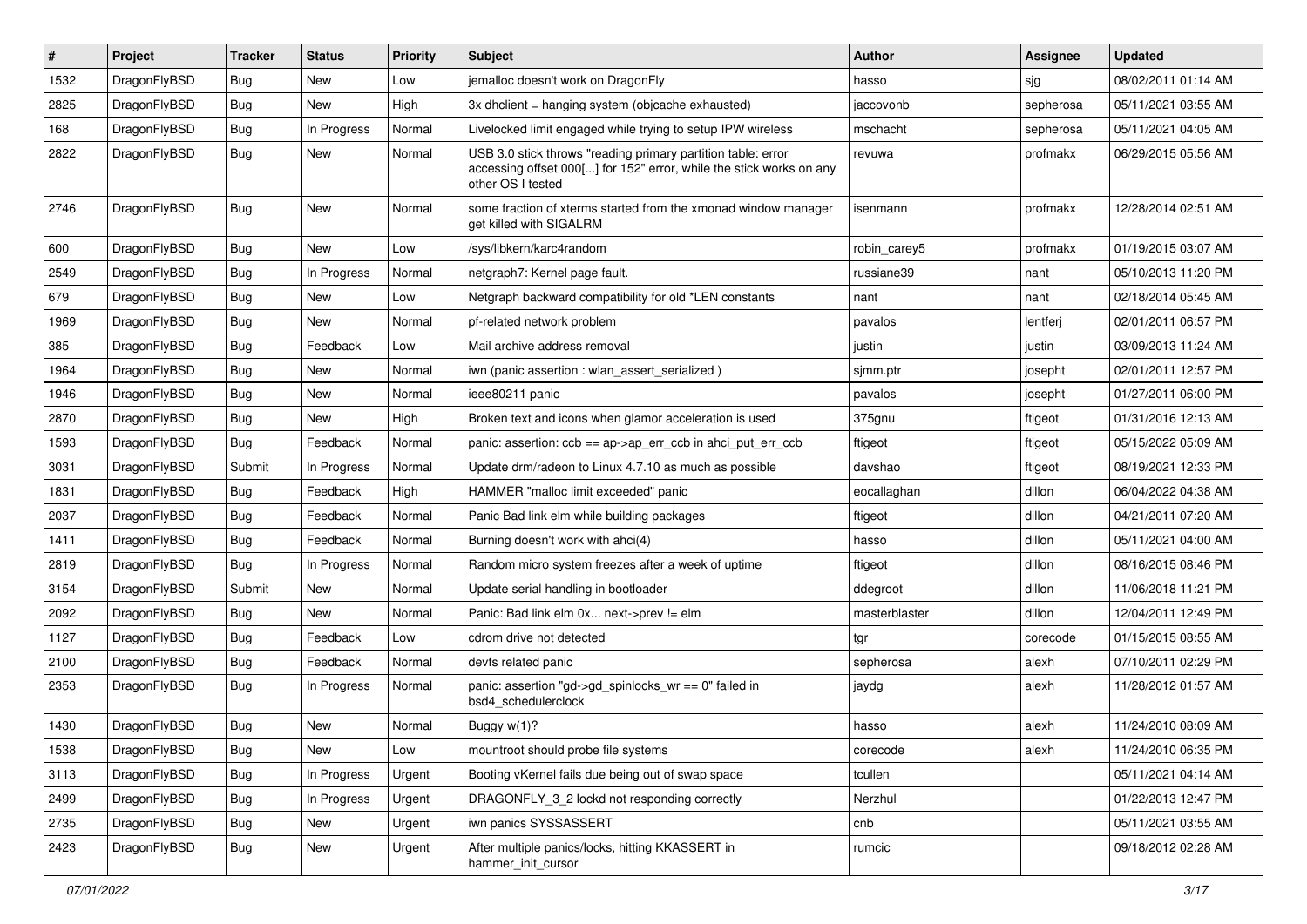| # | Project | Tracker | Status | Priority | Subject | Author | Assignee | Updated |
|---|---|---|---|---|---|---|---|---|
| 1532 | DragonFlyBSD | Bug | New | Low | jemalloc doesn't work on DragonFly | hasso | sjg | 08/02/2011 01:14 AM |
| 2825 | DragonFlyBSD | Bug | New | High | 3x dhclient = hanging system (objcache exhausted) | jaccovonb | sepherosa | 05/11/2021 03:55 AM |
| 168 | DragonFlyBSD | Bug | In Progress | Normal | Livelocked limit engaged while trying to setup IPW wireless | mschacht | sepherosa | 05/11/2021 04:05 AM |
| 2822 | DragonFlyBSD | Bug | New | Normal | USB 3.0 stick throws "reading primary partition table: error accessing offset 000[...] for 152" error, while the stick works on any other OS I tested | revuwa | profmakx | 06/29/2015 05:56 AM |
| 2746 | DragonFlyBSD | Bug | New | Normal | some fraction of xterms started from the xmonad window manager get killed with SIGALRM | isenmann | profmakx | 12/28/2014 02:51 AM |
| 600 | DragonFlyBSD | Bug | New | Low | /sys/libkern/karc4random | robin_carey5 | profmakx | 01/19/2015 03:07 AM |
| 2549 | DragonFlyBSD | Bug | In Progress | Normal | netgraph7: Kernel page fault. | russiane39 | nant | 05/10/2013 11:20 PM |
| 679 | DragonFlyBSD | Bug | New | Low | Netgraph backward compatibility for old *LEN constants | nant | nant | 02/18/2014 05:45 AM |
| 1969 | DragonFlyBSD | Bug | New | Normal | pf-related network problem | pavalos | lentferj | 02/01/2011 06:57 PM |
| 385 | DragonFlyBSD | Bug | Feedback | Low | Mail archive address removal | justin | justin | 03/09/2013 11:24 AM |
| 1964 | DragonFlyBSD | Bug | New | Normal | iwn (panic assertion : wlan_assert_serialized ) | sjmm.ptr | josepht | 02/01/2011 12:57 PM |
| 1946 | DragonFlyBSD | Bug | New | Normal | ieee80211 panic | pavalos | josepht | 01/27/2011 06:00 PM |
| 2870 | DragonFlyBSD | Bug | New | High | Broken text and icons when glamor acceleration is used | 375gnu | ftigeot | 01/31/2016 12:13 AM |
| 1593 | DragonFlyBSD | Bug | Feedback | Normal | panic: assertion: ccb == ap->ap_err_ccb in ahci_put_err_ccb | ftigeot | ftigeot | 05/15/2022 05:09 AM |
| 3031 | DragonFlyBSD | Submit | In Progress | Normal | Update drm/radeon to Linux 4.7.10 as much as possible | davshao | ftigeot | 08/19/2021 12:33 PM |
| 1831 | DragonFlyBSD | Bug | Feedback | High | HAMMER "malloc limit exceeded" panic | eocallaghan | dillon | 06/04/2022 04:38 AM |
| 2037 | DragonFlyBSD | Bug | Feedback | Normal | Panic Bad link elm while building packages | ftigeot | dillon | 04/21/2011 07:20 AM |
| 1411 | DragonFlyBSD | Bug | Feedback | Normal | Burning doesn't work with ahci(4) | hasso | dillon | 05/11/2021 04:00 AM |
| 2819 | DragonFlyBSD | Bug | In Progress | Normal | Random micro system freezes after a week of uptime | ftigeot | dillon | 08/16/2015 08:46 PM |
| 3154 | DragonFlyBSD | Submit | New | Normal | Update serial handling in bootloader | ddegroot | dillon | 11/06/2018 11:21 PM |
| 2092 | DragonFlyBSD | Bug | New | Normal | Panic: Bad link elm 0x... next->prev != elm | masterblaster | dillon | 12/04/2011 12:49 PM |
| 1127 | DragonFlyBSD | Bug | Feedback | Low | cdrom drive not detected | tgr | corecode | 01/15/2015 08:55 AM |
| 2100 | DragonFlyBSD | Bug | Feedback | Normal | devfs related panic | sepherosa | alexh | 07/10/2011 02:29 PM |
| 2353 | DragonFlyBSD | Bug | In Progress | Normal | panic: assertion "gd->gd_spinlocks_wr == 0" failed in bsd4_schedulerclock | jaydg | alexh | 11/28/2012 01:57 AM |
| 1430 | DragonFlyBSD | Bug | New | Normal | Buggy w(1)? | hasso | alexh | 11/24/2010 08:09 AM |
| 1538 | DragonFlyBSD | Bug | New | Low | mountroot should probe file systems | corecode | alexh | 11/24/2010 06:35 PM |
| 3113 | DragonFlyBSD | Bug | In Progress | Urgent | Booting vKernel fails due being out of swap space | tcullen | | 05/11/2021 04:14 AM |
| 2499 | DragonFlyBSD | Bug | In Progress | Urgent | DRAGONFLY_3_2 lockd not responding correctly | Nerzhul | | 01/22/2013 12:47 PM |
| 2735 | DragonFlyBSD | Bug | New | Urgent | iwn panics SYSSASSERT | cnb | | 05/11/2021 03:55 AM |
| 2423 | DragonFlyBSD | Bug | New | Urgent | After multiple panics/locks, hitting KKASSERT in hammer_init_cursor | rumcic | | 09/18/2012 02:28 AM |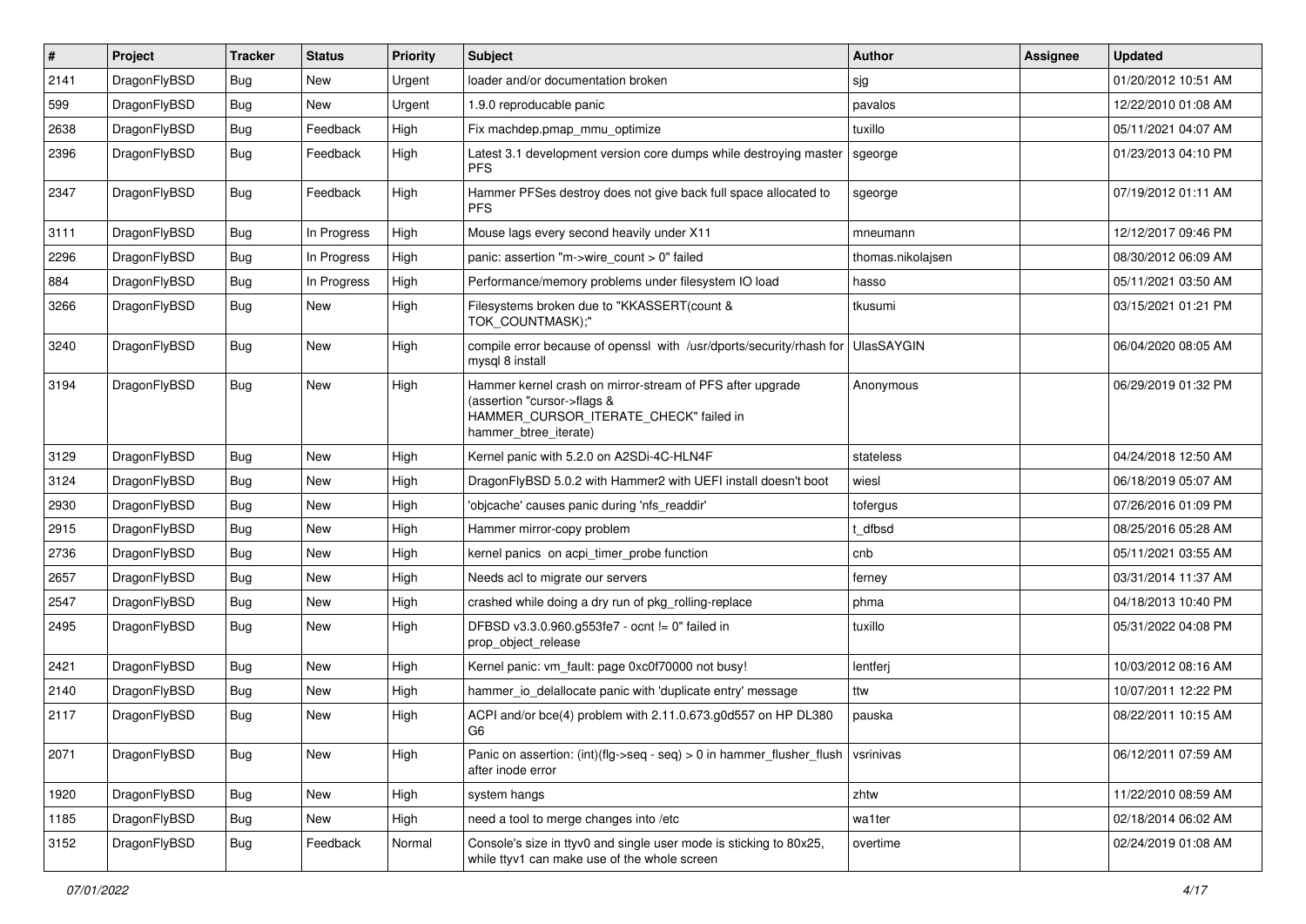| # | Project | Tracker | Status | Priority | Subject | Author | Assignee | Updated |
|---|---|---|---|---|---|---|---|---|
| 2141 | DragonFlyBSD | Bug | New | Urgent | loader and/or documentation broken | sjg | | 01/20/2012 10:51 AM |
| 599 | DragonFlyBSD | Bug | New | Urgent | 1.9.0 reproducable panic | pavalos | | 12/22/2010 01:08 AM |
| 2638 | DragonFlyBSD | Bug | Feedback | High | Fix machdep.pmap_mmu_optimize | tuxillo | | 05/11/2021 04:07 AM |
| 2396 | DragonFlyBSD | Bug | Feedback | High | Latest 3.1 development version core dumps while destroying master PFS | sgeorge | | 01/23/2013 04:10 PM |
| 2347 | DragonFlyBSD | Bug | Feedback | High | Hammer PFSes destroy does not give back full space allocated to PFS | sgeorge | | 07/19/2012 01:11 AM |
| 3111 | DragonFlyBSD | Bug | In Progress | High | Mouse lags every second heavily under X11 | mneumann | | 12/12/2017 09:46 PM |
| 2296 | DragonFlyBSD | Bug | In Progress | High | panic: assertion "m->wire_count > 0" failed | thomas.nikolajsen | | 08/30/2012 06:09 AM |
| 884 | DragonFlyBSD | Bug | In Progress | High | Performance/memory problems under filesystem IO load | hasso | | 05/11/2021 03:50 AM |
| 3266 | DragonFlyBSD | Bug | New | High | Filesystems broken due to "KKASSERT(count & TOK_COUNTMASK);" | tkusumi | | 03/15/2021 01:21 PM |
| 3240 | DragonFlyBSD | Bug | New | High | compile error because of openssl with /usr/dports/security/rhash for mysql 8 install | UlasSAYGIN | | 06/04/2020 08:05 AM |
| 3194 | DragonFlyBSD | Bug | New | High | Hammer kernel crash on mirror-stream of PFS after upgrade (assertion "cursor->flags & HAMMER_CURSOR_ITERATE_CHECK" failed in hammer_btree_iterate) | Anonymous | | 06/29/2019 01:32 PM |
| 3129 | DragonFlyBSD | Bug | New | High | Kernel panic with 5.2.0 on A2SDi-4C-HLN4F | stateless | | 04/24/2018 12:50 AM |
| 3124 | DragonFlyBSD | Bug | New | High | DragonFlyBSD 5.0.2 with Hammer2 with UEFI install doesn't boot | wiesl | | 06/18/2019 05:07 AM |
| 2930 | DragonFlyBSD | Bug | New | High | 'objcache' causes panic during 'nfs_readdir' | tofergus | | 07/26/2016 01:09 PM |
| 2915 | DragonFlyBSD | Bug | New | High | Hammer mirror-copy problem | t_dfbsd | | 08/25/2016 05:28 AM |
| 2736 | DragonFlyBSD | Bug | New | High | kernel panics on acpi_timer_probe function | cnb | | 05/11/2021 03:55 AM |
| 2657 | DragonFlyBSD | Bug | New | High | Needs acl to migrate our servers | ferney | | 03/31/2014 11:37 AM |
| 2547 | DragonFlyBSD | Bug | New | High | crashed while doing a dry run of pkg_rolling-replace | phma | | 04/18/2013 10:40 PM |
| 2495 | DragonFlyBSD | Bug | New | High | DFBSD v3.3.0.960.g553fe7 - ocnt != 0" failed in prop_object_release | tuxillo | | 05/31/2022 04:08 PM |
| 2421 | DragonFlyBSD | Bug | New | High | Kernel panic: vm_fault: page 0xc0f70000 not busy! | lentferj | | 10/03/2012 08:16 AM |
| 2140 | DragonFlyBSD | Bug | New | High | hammer_io_delallocate panic with 'duplicate entry' message | ttw | | 10/07/2011 12:22 PM |
| 2117 | DragonFlyBSD | Bug | New | High | ACPI and/or bce(4) problem with 2.11.0.673.g0d557 on HP DL380 G6 | pauska | | 08/22/2011 10:15 AM |
| 2071 | DragonFlyBSD | Bug | New | High | Panic on assertion: (int)(flg->seq - seq) > 0 in hammer_flusher_flush after inode error | vsrinivas | | 06/12/2011 07:59 AM |
| 1920 | DragonFlyBSD | Bug | New | High | system hangs | zhtw | | 11/22/2010 08:59 AM |
| 1185 | DragonFlyBSD | Bug | New | High | need a tool to merge changes into /etc | wa1ter | | 02/18/2014 06:02 AM |
| 3152 | DragonFlyBSD | Bug | Feedback | Normal | Console's size in ttyv0 and single user mode is sticking to 80x25, while ttyv1 can make use of the whole screen | overtime | | 02/24/2019 01:08 AM |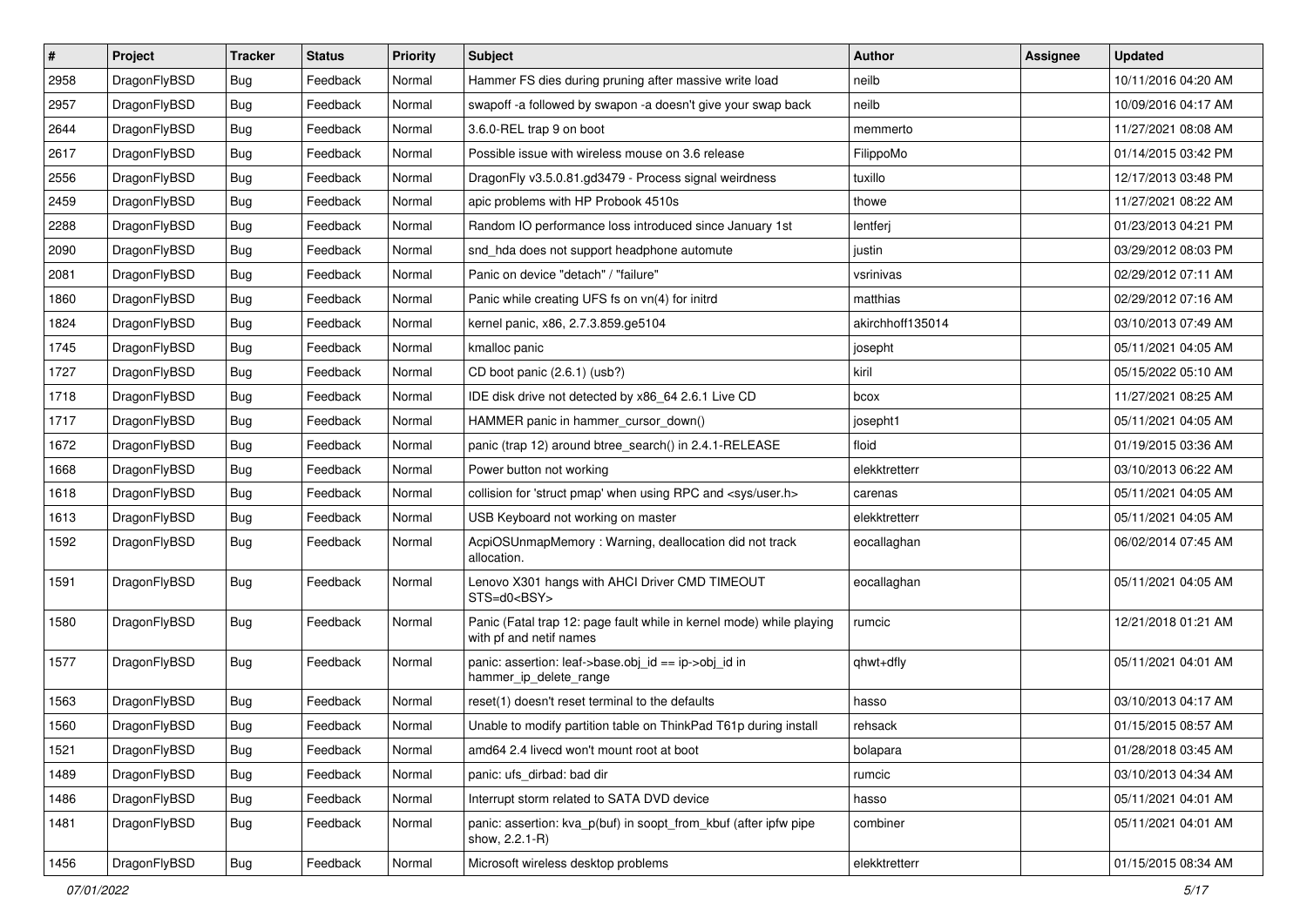| # | Project | Tracker | Status | Priority | Subject | Author | Assignee | Updated |
|---|---|---|---|---|---|---|---|---|
| 2958 | DragonFlyBSD | Bug | Feedback | Normal | Hammer FS dies during pruning after massive write load | neilb | | 10/11/2016 04:20 AM |
| 2957 | DragonFlyBSD | Bug | Feedback | Normal | swapoff -a followed by swapon -a doesn't give your swap back | neilb | | 10/09/2016 04:17 AM |
| 2644 | DragonFlyBSD | Bug | Feedback | Normal | 3.6.0-REL trap 9 on boot | memmerto | | 11/27/2021 08:08 AM |
| 2617 | DragonFlyBSD | Bug | Feedback | Normal | Possible issue with wireless mouse on 3.6 release | FilippoMo | | 01/14/2015 03:42 PM |
| 2556 | DragonFlyBSD | Bug | Feedback | Normal | DragonFly v3.5.0.81.gd3479 - Process signal weirdness | tuxillo | | 12/17/2013 03:48 PM |
| 2459 | DragonFlyBSD | Bug | Feedback | Normal | apic problems with HP Probook 4510s | thowe | | 11/27/2021 08:22 AM |
| 2288 | DragonFlyBSD | Bug | Feedback | Normal | Random IO performance loss introduced since January 1st | lentferj | | 01/23/2013 04:21 PM |
| 2090 | DragonFlyBSD | Bug | Feedback | Normal | snd_hda does not support headphone automute | justin | | 03/29/2012 08:03 PM |
| 2081 | DragonFlyBSD | Bug | Feedback | Normal | Panic on device "detach" / "failure" | vsrinivas | | 02/29/2012 07:11 AM |
| 1860 | DragonFlyBSD | Bug | Feedback | Normal | Panic while creating UFS fs on vn(4) for initrd | matthias | | 02/29/2012 07:16 AM |
| 1824 | DragonFlyBSD | Bug | Feedback | Normal | kernel panic, x86, 2.7.3.859.ge5104 | akirchhoff135014 | | 03/10/2013 07:49 AM |
| 1745 | DragonFlyBSD | Bug | Feedback | Normal | kmalloc panic | josepht | | 05/11/2021 04:05 AM |
| 1727 | DragonFlyBSD | Bug | Feedback | Normal | CD boot panic (2.6.1) (usb?) | kiril | | 05/15/2022 05:10 AM |
| 1718 | DragonFlyBSD | Bug | Feedback | Normal | IDE disk drive not detected by x86_64 2.6.1 Live CD | bcox | | 11/27/2021 08:25 AM |
| 1717 | DragonFlyBSD | Bug | Feedback | Normal | HAMMER panic in hammer_cursor_down() | josepht1 | | 05/11/2021 04:05 AM |
| 1672 | DragonFlyBSD | Bug | Feedback | Normal | panic (trap 12) around btree_search() in 2.4.1-RELEASE | floid | | 01/19/2015 03:36 AM |
| 1668 | DragonFlyBSD | Bug | Feedback | Normal | Power button not working | elekktretterr | | 03/10/2013 06:22 AM |
| 1618 | DragonFlyBSD | Bug | Feedback | Normal | collision for 'struct pmap' when using RPC and <sys/user.h> | carenas | | 05/11/2021 04:05 AM |
| 1613 | DragonFlyBSD | Bug | Feedback | Normal | USB Keyboard not working on master | elekktretterr | | 05/11/2021 04:05 AM |
| 1592 | DragonFlyBSD | Bug | Feedback | Normal | AcpiOSUnmapMemory : Warning, deallocation did not track allocation. | eocallaghan | | 06/02/2014 07:45 AM |
| 1591 | DragonFlyBSD | Bug | Feedback | Normal | Lenovo X301 hangs with AHCI Driver CMD TIMEOUT STS=d0<BSY> | eocallaghan | | 05/11/2021 04:05 AM |
| 1580 | DragonFlyBSD | Bug | Feedback | Normal | Panic (Fatal trap 12: page fault while in kernel mode) while playing with pf and netif names | rumcic | | 12/21/2018 01:21 AM |
| 1577 | DragonFlyBSD | Bug | Feedback | Normal | panic: assertion: leaf->base.obj_id == ip->obj_id in hammer_ip_delete_range | qhwt+dfly | | 05/11/2021 04:01 AM |
| 1563 | DragonFlyBSD | Bug | Feedback | Normal | reset(1) doesn't reset terminal to the defaults | hasso | | 03/10/2013 04:17 AM |
| 1560 | DragonFlyBSD | Bug | Feedback | Normal | Unable to modify partition table on ThinkPad T61p during install | rehsack | | 01/15/2015 08:57 AM |
| 1521 | DragonFlyBSD | Bug | Feedback | Normal | amd64 2.4 livecd won't mount root at boot | bolapara | | 01/28/2018 03:45 AM |
| 1489 | DragonFlyBSD | Bug | Feedback | Normal | panic: ufs_dirbad: bad dir | rumcic | | 03/10/2013 04:34 AM |
| 1486 | DragonFlyBSD | Bug | Feedback | Normal | Interrupt storm related to SATA DVD device | hasso | | 05/11/2021 04:01 AM |
| 1481 | DragonFlyBSD | Bug | Feedback | Normal | panic: assertion: kva_p(buf) in soopt_from_kbuf (after ipfw pipe show, 2.2.1-R) | combiner | | 05/11/2021 04:01 AM |
| 1456 | DragonFlyBSD | Bug | Feedback | Normal | Microsoft wireless desktop problems | elekktretterr | | 01/15/2015 08:34 AM |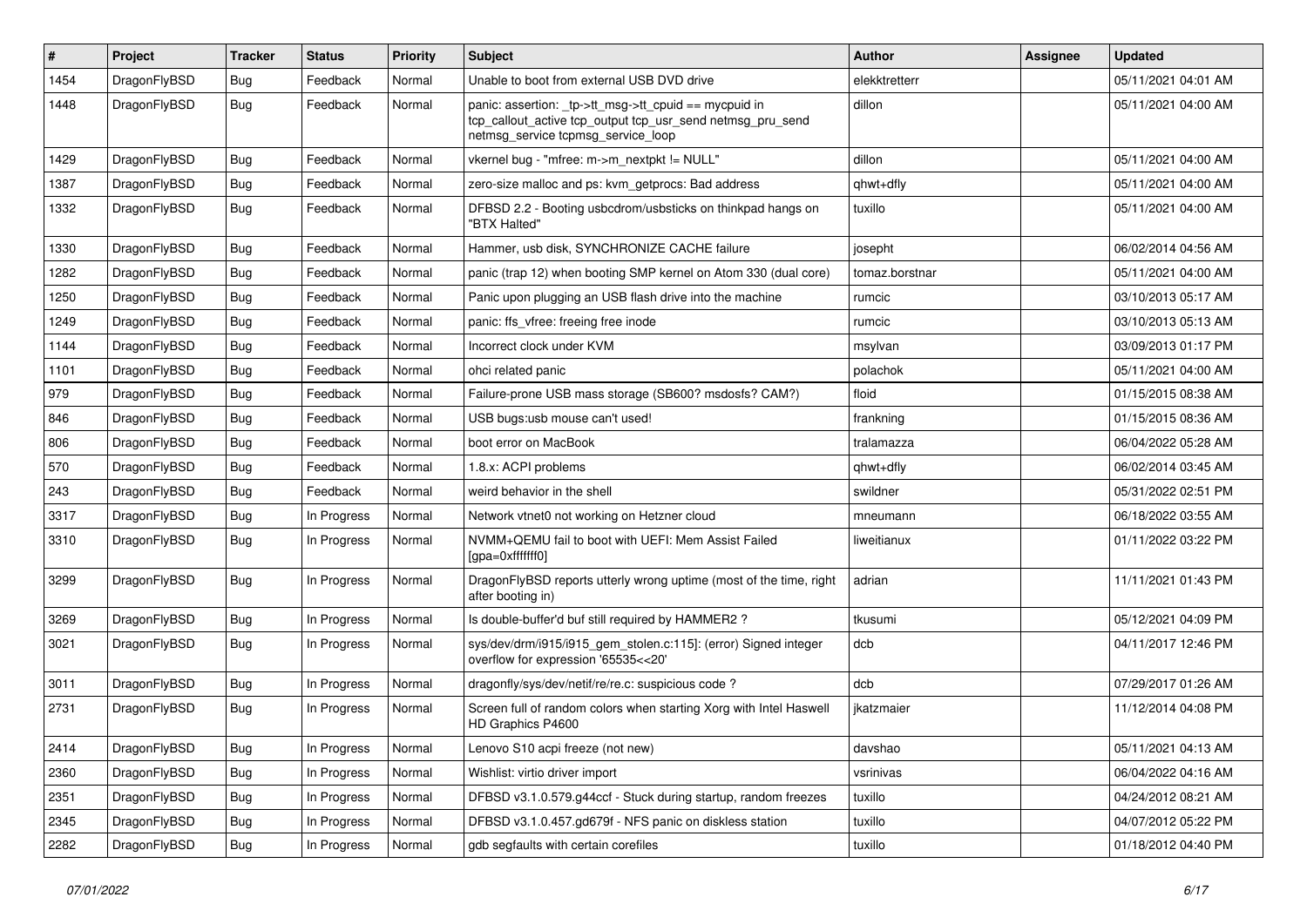| # | Project | Tracker | Status | Priority | Subject | Author | Assignee | Updated |
|---|---|---|---|---|---|---|---|---|
| 1454 | DragonFlyBSD | Bug | Feedback | Normal | Unable to boot from external USB DVD drive | elekktretterr | | 05/11/2021 04:01 AM |
| 1448 | DragonFlyBSD | Bug | Feedback | Normal | panic: assertion: _tp->tt_msg->tt_cpuid == mycpuid in tcp_callout_active tcp_output tcp_usr_send netmsg_pru_send netmsg_service tcpmsg_service_loop | dillon | | 05/11/2021 04:00 AM |
| 1429 | DragonFlyBSD | Bug | Feedback | Normal | vkernel bug - "mfree: m->m_nextpkt != NULL" | dillon | | 05/11/2021 04:00 AM |
| 1387 | DragonFlyBSD | Bug | Feedback | Normal | zero-size malloc and ps: kvm_getprocs: Bad address | qhwt+dfly | | 05/11/2021 04:00 AM |
| 1332 | DragonFlyBSD | Bug | Feedback | Normal | DFBSD 2.2 - Booting usbcdrom/usbsticks on thinkpad hangs on "BTX Halted" | tuxillo | | 05/11/2021 04:00 AM |
| 1330 | DragonFlyBSD | Bug | Feedback | Normal | Hammer, usb disk, SYNCHRONIZE CACHE failure | josepht | | 06/02/2014 04:56 AM |
| 1282 | DragonFlyBSD | Bug | Feedback | Normal | panic (trap 12) when booting SMP kernel on Atom 330 (dual core) | tomaz.borstnar | | 05/11/2021 04:00 AM |
| 1250 | DragonFlyBSD | Bug | Feedback | Normal | Panic upon plugging an USB flash drive into the machine | rumcic | | 03/10/2013 05:17 AM |
| 1249 | DragonFlyBSD | Bug | Feedback | Normal | panic: ffs_vfree: freeing free inode | rumcic | | 03/10/2013 05:13 AM |
| 1144 | DragonFlyBSD | Bug | Feedback | Normal | Incorrect clock under KVM | msylvan | | 03/09/2013 01:17 PM |
| 1101 | DragonFlyBSD | Bug | Feedback | Normal | ohci related panic | polachok | | 05/11/2021 04:00 AM |
| 979 | DragonFlyBSD | Bug | Feedback | Normal | Failure-prone USB mass storage (SB600? msdosfs? CAM?) | floid | | 01/15/2015 08:38 AM |
| 846 | DragonFlyBSD | Bug | Feedback | Normal | USB bugs:usb mouse can't used! | frankning | | 01/15/2015 08:36 AM |
| 806 | DragonFlyBSD | Bug | Feedback | Normal | boot error on MacBook | tralamazza | | 06/04/2022 05:28 AM |
| 570 | DragonFlyBSD | Bug | Feedback | Normal | 1.8.x: ACPI problems | qhwt+dfly | | 06/02/2014 03:45 AM |
| 243 | DragonFlyBSD | Bug | Feedback | Normal | weird behavior in the shell | swildner | | 05/31/2022 02:51 PM |
| 3317 | DragonFlyBSD | Bug | In Progress | Normal | Network vtnet0 not working on Hetzner cloud | mneumann | | 06/18/2022 03:55 AM |
| 3310 | DragonFlyBSD | Bug | In Progress | Normal | NVMM+QEMU fail to boot with UEFI: Mem Assist Failed [gpa=0xfffffff0] | liweitianux | | 01/11/2022 03:22 PM |
| 3299 | DragonFlyBSD | Bug | In Progress | Normal | DragonFlyBSD reports utterly wrong uptime (most of the time, right after booting in) | adrian | | 11/11/2021 01:43 PM |
| 3269 | DragonFlyBSD | Bug | In Progress | Normal | Is double-buffer'd buf still required by HAMMER2 ? | tkusumi | | 05/12/2021 04:09 PM |
| 3021 | DragonFlyBSD | Bug | In Progress | Normal | sys/dev/drm/i915/i915_gem_stolen.c:115]: (error) Signed integer overflow for expression '65535<<20' | dcb | | 04/11/2017 12:46 PM |
| 3011 | DragonFlyBSD | Bug | In Progress | Normal | dragonfly/sys/dev/netif/re/re.c: suspicious code ? | dcb | | 07/29/2017 01:26 AM |
| 2731 | DragonFlyBSD | Bug | In Progress | Normal | Screen full of random colors when starting Xorg with Intel Haswell HD Graphics P4600 | jkatzmaier | | 11/12/2014 04:08 PM |
| 2414 | DragonFlyBSD | Bug | In Progress | Normal | Lenovo S10 acpi freeze (not new) | davshao | | 05/11/2021 04:13 AM |
| 2360 | DragonFlyBSD | Bug | In Progress | Normal | Wishlist: virtio driver import | vsrinivas | | 06/04/2022 04:16 AM |
| 2351 | DragonFlyBSD | Bug | In Progress | Normal | DFBSD v3.1.0.579.g44ccf - Stuck during startup, random freezes | tuxillo | | 04/24/2012 08:21 AM |
| 2345 | DragonFlyBSD | Bug | In Progress | Normal | DFBSD v3.1.0.457.gd679f - NFS panic on diskless station | tuxillo | | 04/07/2012 05:22 PM |
| 2282 | DragonFlyBSD | Bug | In Progress | Normal | gdb segfaults with certain corefiles | tuxillo | | 01/18/2012 04:40 PM |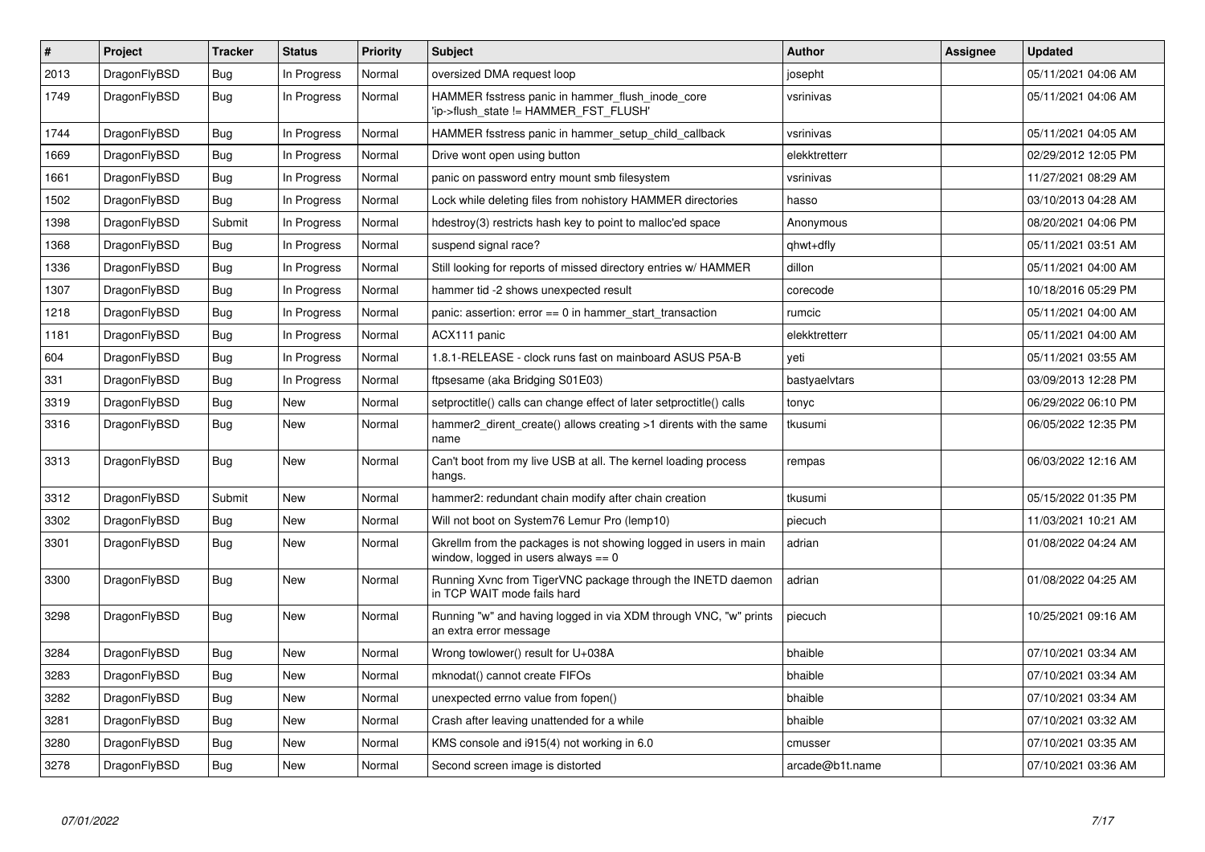| # | Project | Tracker | Status | Priority | Subject | Author | Assignee | Updated |
|---|---|---|---|---|---|---|---|---|
| 2013 | DragonFlyBSD | Bug | In Progress | Normal | oversized DMA request loop | josepht | | 05/11/2021 04:06 AM |
| 1749 | DragonFlyBSD | Bug | In Progress | Normal | HAMMER fsstress panic in hammer_flush_inode_core 'ip->flush_state != HAMMER_FST_FLUSH' | vsrinivas | | 05/11/2021 04:06 AM |
| 1744 | DragonFlyBSD | Bug | In Progress | Normal | HAMMER fsstress panic in hammer_setup_child_callback | vsrinivas | | 05/11/2021 04:05 AM |
| 1669 | DragonFlyBSD | Bug | In Progress | Normal | Drive wont open using button | elekktretterr | | 02/29/2012 12:05 PM |
| 1661 | DragonFlyBSD | Bug | In Progress | Normal | panic on password entry mount smb filesystem | vsrinivas | | 11/27/2021 08:29 AM |
| 1502 | DragonFlyBSD | Bug | In Progress | Normal | Lock while deleting files from nohistory HAMMER directories | hasso | | 03/10/2013 04:28 AM |
| 1398 | DragonFlyBSD | Submit | In Progress | Normal | hdestroy(3) restricts hash key to point to malloc'ed space | Anonymous | | 08/20/2021 04:06 PM |
| 1368 | DragonFlyBSD | Bug | In Progress | Normal | suspend signal race? | qhwt+dfly | | 05/11/2021 03:51 AM |
| 1336 | DragonFlyBSD | Bug | In Progress | Normal | Still looking for reports of missed directory entries w/ HAMMER | dillon | | 05/11/2021 04:00 AM |
| 1307 | DragonFlyBSD | Bug | In Progress | Normal | hammer tid -2 shows unexpected result | corecode | | 10/18/2016 05:29 PM |
| 1218 | DragonFlyBSD | Bug | In Progress | Normal | panic: assertion: error == 0 in hammer_start_transaction | rumcic | | 05/11/2021 04:00 AM |
| 1181 | DragonFlyBSD | Bug | In Progress | Normal | ACX111 panic | elekktretterr | | 05/11/2021 04:00 AM |
| 604 | DragonFlyBSD | Bug | In Progress | Normal | 1.8.1-RELEASE - clock runs fast on mainboard ASUS P5A-B | yeti | | 05/11/2021 03:55 AM |
| 331 | DragonFlyBSD | Bug | In Progress | Normal | ftpsesame (aka Bridging S01E03) | bastyaelvtars | | 03/09/2013 12:28 PM |
| 3319 | DragonFlyBSD | Bug | New | Normal | setproctitle() calls can change effect of later setproctitle() calls | tonyc | | 06/29/2022 06:10 PM |
| 3316 | DragonFlyBSD | Bug | New | Normal | hammer2_dirent_create() allows creating >1 dirents with the same name | tkusumi | | 06/05/2022 12:35 PM |
| 3313 | DragonFlyBSD | Bug | New | Normal | Can't boot from my live USB at all. The kernel loading process hangs. | rempas | | 06/03/2022 12:16 AM |
| 3312 | DragonFlyBSD | Submit | New | Normal | hammer2: redundant chain modify after chain creation | tkusumi | | 05/15/2022 01:35 PM |
| 3302 | DragonFlyBSD | Bug | New | Normal | Will not boot on System76 Lemur Pro (lemp10) | piecuch | | 11/03/2021 10:21 AM |
| 3301 | DragonFlyBSD | Bug | New | Normal | Gkrellm from the packages is not showing logged in users in main window, logged in users always == 0 | adrian | | 01/08/2022 04:24 AM |
| 3300 | DragonFlyBSD | Bug | New | Normal | Running Xvnc from TigerVNC package through the INETD daemon in TCP WAIT mode fails hard | adrian | | 01/08/2022 04:25 AM |
| 3298 | DragonFlyBSD | Bug | New | Normal | Running "w" and having logged in via XDM through VNC, "w" prints an extra error message | piecuch | | 10/25/2021 09:16 AM |
| 3284 | DragonFlyBSD | Bug | New | Normal | Wrong towlower() result for U+038A | bhaible | | 07/10/2021 03:34 AM |
| 3283 | DragonFlyBSD | Bug | New | Normal | mknodat() cannot create FIFOs | bhaible | | 07/10/2021 03:34 AM |
| 3282 | DragonFlyBSD | Bug | New | Normal | unexpected errno value from fopen() | bhaible | | 07/10/2021 03:34 AM |
| 3281 | DragonFlyBSD | Bug | New | Normal | Crash after leaving unattended for a while | bhaible | | 07/10/2021 03:32 AM |
| 3280 | DragonFlyBSD | Bug | New | Normal | KMS console and i915(4) not working in 6.0 | cmusser | | 07/10/2021 03:35 AM |
| 3278 | DragonFlyBSD | Bug | New | Normal | Second screen image is distorted | arcade@b1t.name | | 07/10/2021 03:36 AM |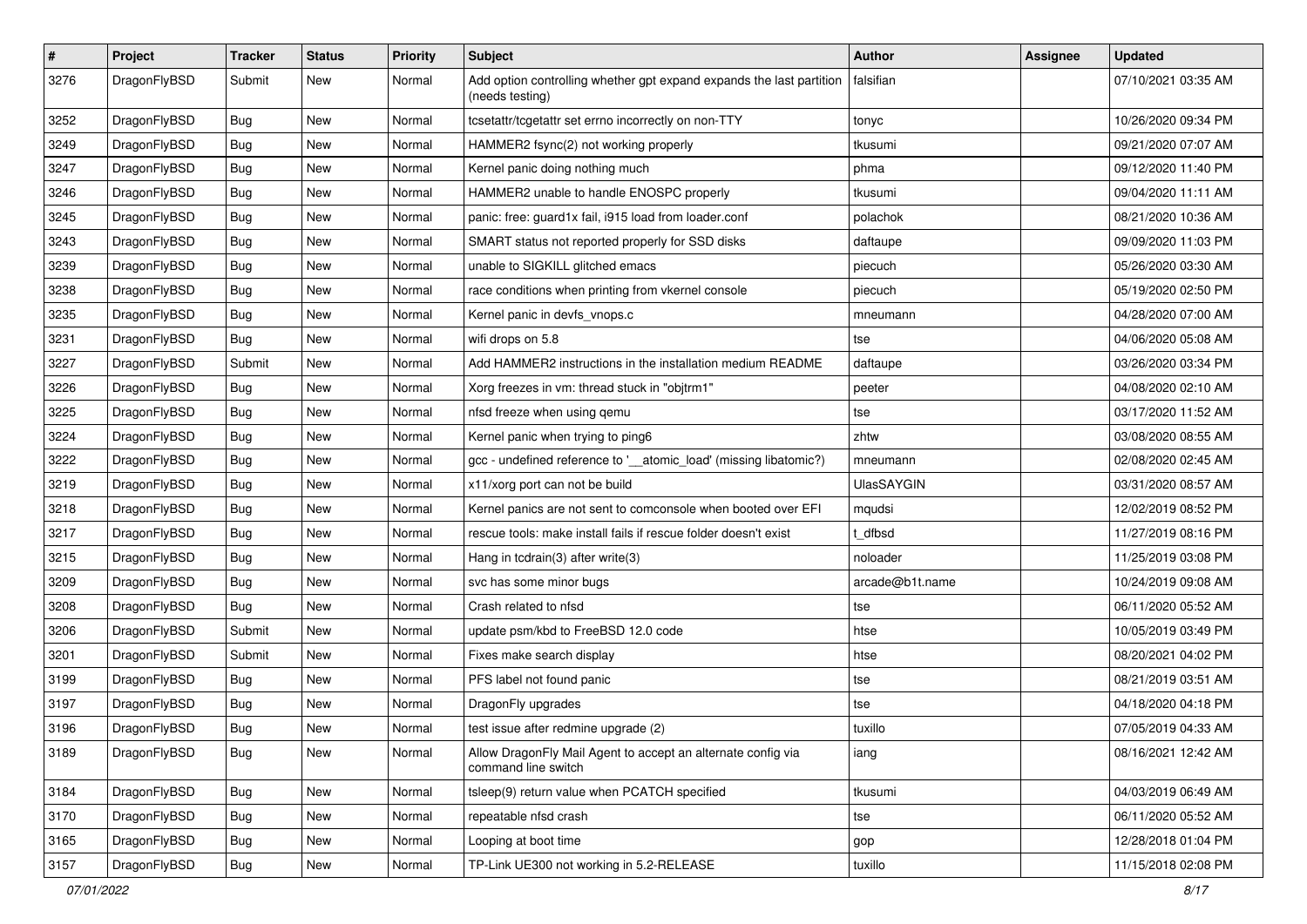| # | Project | Tracker | Status | Priority | Subject | Author | Assignee | Updated |
|---|---|---|---|---|---|---|---|---|
| 3276 | DragonFlyBSD | Submit | New | Normal | Add option controlling whether gpt expand expands the last partition (needs testing) | falsifian | | 07/10/2021 03:35 AM |
| 3252 | DragonFlyBSD | Bug | New | Normal | tcsetattr/tcgetattr set errno incorrectly on non-TTY | tonyc | | 10/26/2020 09:34 PM |
| 3249 | DragonFlyBSD | Bug | New | Normal | HAMMER2 fsync(2) not working properly | tkusumi | | 09/21/2020 07:07 AM |
| 3247 | DragonFlyBSD | Bug | New | Normal | Kernel panic doing nothing much | phma | | 09/12/2020 11:40 PM |
| 3246 | DragonFlyBSD | Bug | New | Normal | HAMMER2 unable to handle ENOSPC properly | tkusumi | | 09/04/2020 11:11 AM |
| 3245 | DragonFlyBSD | Bug | New | Normal | panic: free: guard1x fail, i915 load from loader.conf | polachok | | 08/21/2020 10:36 AM |
| 3243 | DragonFlyBSD | Bug | New | Normal | SMART status not reported properly for SSD disks | daftaupe | | 09/09/2020 11:03 PM |
| 3239 | DragonFlyBSD | Bug | New | Normal | unable to SIGKILL glitched emacs | piecuch | | 05/26/2020 03:30 AM |
| 3238 | DragonFlyBSD | Bug | New | Normal | race conditions when printing from vkernel console | piecuch | | 05/19/2020 02:50 PM |
| 3235 | DragonFlyBSD | Bug | New | Normal | Kernel panic in devfs_vnops.c | mneumann | | 04/28/2020 07:00 AM |
| 3231 | DragonFlyBSD | Bug | New | Normal | wifi drops on 5.8 | tse | | 04/06/2020 05:08 AM |
| 3227 | DragonFlyBSD | Submit | New | Normal | Add HAMMER2 instructions in the installation medium README | daftaupe | | 03/26/2020 03:34 PM |
| 3226 | DragonFlyBSD | Bug | New | Normal | Xorg freezes in vm: thread stuck in "objtrm1" | peeter | | 04/08/2020 02:10 AM |
| 3225 | DragonFlyBSD | Bug | New | Normal | nfsd freeze when using qemu | tse | | 03/17/2020 11:52 AM |
| 3224 | DragonFlyBSD | Bug | New | Normal | Kernel panic when trying to ping6 | zhtw | | 03/08/2020 08:55 AM |
| 3222 | DragonFlyBSD | Bug | New | Normal | gcc - undefined reference to '__atomic_load' (missing libatomic?) | mneumann | | 02/08/2020 02:45 AM |
| 3219 | DragonFlyBSD | Bug | New | Normal | x11/xorg port can not be build | UlasSAYGIN | | 03/31/2020 08:57 AM |
| 3218 | DragonFlyBSD | Bug | New | Normal | Kernel panics are not sent to comconsole when booted over EFI | mqudsi | | 12/02/2019 08:52 PM |
| 3217 | DragonFlyBSD | Bug | New | Normal | rescue tools: make install fails if rescue folder doesn't exist | t_dfbsd | | 11/27/2019 08:16 PM |
| 3215 | DragonFlyBSD | Bug | New | Normal | Hang in tcdrain(3) after write(3) | noloader | | 11/25/2019 03:08 PM |
| 3209 | DragonFlyBSD | Bug | New | Normal | svc has some minor bugs | arcade@b1t.name | | 10/24/2019 09:08 AM |
| 3208 | DragonFlyBSD | Bug | New | Normal | Crash related to nfsd | tse | | 06/11/2020 05:52 AM |
| 3206 | DragonFlyBSD | Submit | New | Normal | update psm/kbd to FreeBSD 12.0 code | htse | | 10/05/2019 03:49 PM |
| 3201 | DragonFlyBSD | Submit | New | Normal | Fixes make search display | htse | | 08/20/2021 04:02 PM |
| 3199 | DragonFlyBSD | Bug | New | Normal | PFS label not found panic | tse | | 08/21/2019 03:51 AM |
| 3197 | DragonFlyBSD | Bug | New | Normal | DragonFly upgrades | tse | | 04/18/2020 04:18 PM |
| 3196 | DragonFlyBSD | Bug | New | Normal | test issue after redmine upgrade (2) | tuxillo | | 07/05/2019 04:33 AM |
| 3189 | DragonFlyBSD | Bug | New | Normal | Allow DragonFly Mail Agent to accept an alternate config via command line switch | iang | | 08/16/2021 12:42 AM |
| 3184 | DragonFlyBSD | Bug | New | Normal | tsleep(9) return value when PCATCH specified | tkusumi | | 04/03/2019 06:49 AM |
| 3170 | DragonFlyBSD | Bug | New | Normal | repeatable nfsd crash | tse | | 06/11/2020 05:52 AM |
| 3165 | DragonFlyBSD | Bug | New | Normal | Looping at boot time | gop | | 12/28/2018 01:04 PM |
| 3157 | DragonFlyBSD | Bug | New | Normal | TP-Link UE300 not working in 5.2-RELEASE | tuxillo | | 11/15/2018 02:08 PM |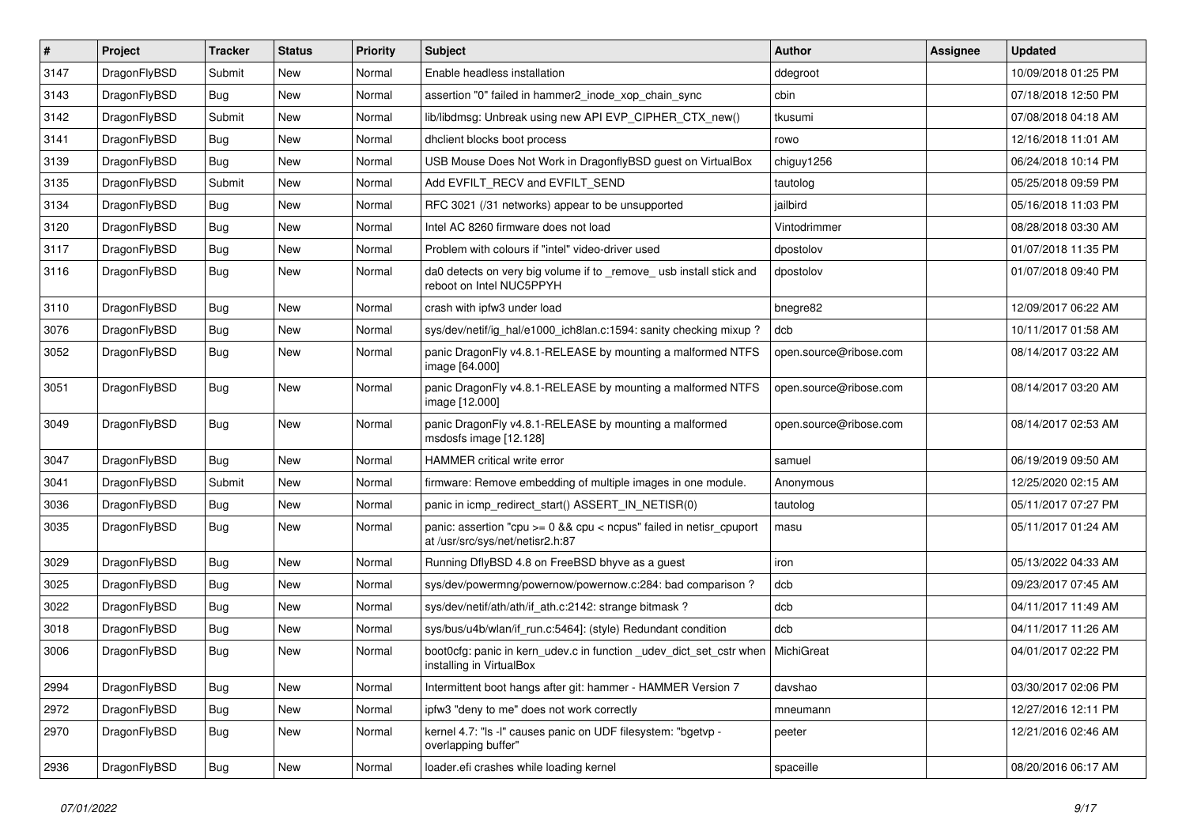| # | Project | Tracker | Status | Priority | Subject | Author | Assignee | Updated |
|---|---|---|---|---|---|---|---|---|
| 3147 | DragonFlyBSD | Submit | New | Normal | Enable headless installation | ddegroot | | 10/09/2018 01:25 PM |
| 3143 | DragonFlyBSD | Bug | New | Normal | assertion "0" failed in hammer2_inode_xop_chain_sync | cbin | | 07/18/2018 12:50 PM |
| 3142 | DragonFlyBSD | Submit | New | Normal | lib/libdmsg: Unbreak using new API EVP_CIPHER_CTX_new() | tkusumi | | 07/08/2018 04:18 AM |
| 3141 | DragonFlyBSD | Bug | New | Normal | dhclient blocks boot process | rowo | | 12/16/2018 11:01 AM |
| 3139 | DragonFlyBSD | Bug | New | Normal | USB Mouse Does Not Work in DragonflyBSD guest on VirtualBox | chiguy1256 | | 06/24/2018 10:14 PM |
| 3135 | DragonFlyBSD | Submit | New | Normal | Add EVFILT_RECV and EVFILT_SEND | tautolog | | 05/25/2018 09:59 PM |
| 3134 | DragonFlyBSD | Bug | New | Normal | RFC 3021 (/31 networks) appear to be unsupported | jailbird | | 05/16/2018 11:03 PM |
| 3120 | DragonFlyBSD | Bug | New | Normal | Intel AC 8260 firmware does not load | Vintodrimmer | | 08/28/2018 03:30 AM |
| 3117 | DragonFlyBSD | Bug | New | Normal | Problem with colours if "intel" video-driver used | dpostolov | | 01/07/2018 11:35 PM |
| 3116 | DragonFlyBSD | Bug | New | Normal | da0 detects on very big volume if to _remove_ usb install stick and reboot on Intel NUC5PPYH | dpostolov | | 01/07/2018 09:40 PM |
| 3110 | DragonFlyBSD | Bug | New | Normal | crash with ipfw3 under load | bnegre82 | | 12/09/2017 06:22 AM |
| 3076 | DragonFlyBSD | Bug | New | Normal | sys/dev/netif/ig_hal/e1000_ich8lan.c:1594: sanity checking mixup ? | dcb | | 10/11/2017 01:58 AM |
| 3052 | DragonFlyBSD | Bug | New | Normal | panic DragonFly v4.8.1-RELEASE by mounting a malformed NTFS image [64.000] | open.source@ribose.com | | 08/14/2017 03:22 AM |
| 3051 | DragonFlyBSD | Bug | New | Normal | panic DragonFly v4.8.1-RELEASE by mounting a malformed NTFS image [12.000] | open.source@ribose.com | | 08/14/2017 03:20 AM |
| 3049 | DragonFlyBSD | Bug | New | Normal | panic DragonFly v4.8.1-RELEASE by mounting a malformed msdosfs image [12.128] | open.source@ribose.com | | 08/14/2017 02:53 AM |
| 3047 | DragonFlyBSD | Bug | New | Normal | HAMMER critical write error | samuel | | 06/19/2019 09:50 AM |
| 3041 | DragonFlyBSD | Submit | New | Normal | firmware: Remove embedding of multiple images in one module. | Anonymous | | 12/25/2020 02:15 AM |
| 3036 | DragonFlyBSD | Bug | New | Normal | panic in icmp_redirect_start() ASSERT_IN_NETISR(0) | tautolog | | 05/11/2017 07:27 PM |
| 3035 | DragonFlyBSD | Bug | New | Normal | panic: assertion "cpu >= 0 && cpu < ncpus" failed in netisr_cpuport at /usr/src/sys/net/netisr2.h:87 | masu | | 05/11/2017 01:24 AM |
| 3029 | DragonFlyBSD | Bug | New | Normal | Running DflyBSD 4.8 on FreeBSD bhyve as a guest | iron | | 05/13/2022 04:33 AM |
| 3025 | DragonFlyBSD | Bug | New | Normal | sys/dev/powermng/powernow/powernow.c:284: bad comparison ? | dcb | | 09/23/2017 07:45 AM |
| 3022 | DragonFlyBSD | Bug | New | Normal | sys/dev/netif/ath/ath/if_ath.c:2142: strange bitmask ? | dcb | | 04/11/2017 11:49 AM |
| 3018 | DragonFlyBSD | Bug | New | Normal | sys/bus/u4b/wlan/if_run.c:5464]: (style) Redundant condition | dcb | | 04/11/2017 11:26 AM |
| 3006 | DragonFlyBSD | Bug | New | Normal | boot0cfg: panic in kern_udev.c in function _udev_dict_set_cstr when installing in VirtualBox | MichiGreat | | 04/01/2017 02:22 PM |
| 2994 | DragonFlyBSD | Bug | New | Normal | Intermittent boot hangs after git: hammer - HAMMER Version 7 | davshao | | 03/30/2017 02:06 PM |
| 2972 | DragonFlyBSD | Bug | New | Normal | ipfw3 "deny to me" does not work correctly | mneumann | | 12/27/2016 12:11 PM |
| 2970 | DragonFlyBSD | Bug | New | Normal | kernel 4.7: "ls -l" causes panic on UDF filesystem: "bgetvp - overlapping buffer" | peeter | | 12/21/2016 02:46 AM |
| 2936 | DragonFlyBSD | Bug | New | Normal | loader.efi crashes while loading kernel | spaceille | | 08/20/2016 06:17 AM |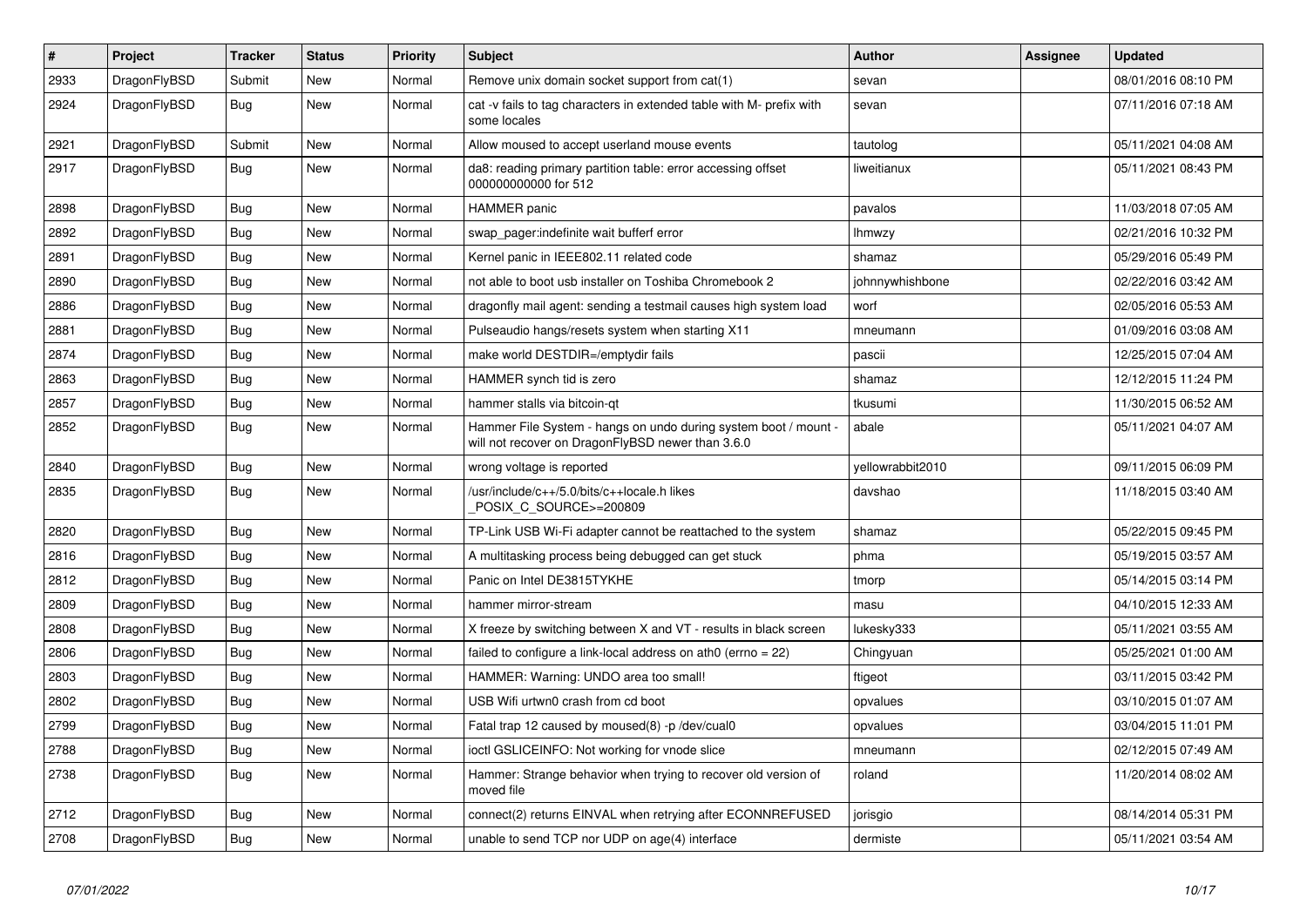| # | Project | Tracker | Status | Priority | Subject | Author | Assignee | Updated |
|---|---|---|---|---|---|---|---|---|
| 2933 | DragonFlyBSD | Submit | New | Normal | Remove unix domain socket support from cat(1) | sevan | | 08/01/2016 08:10 PM |
| 2924 | DragonFlyBSD | Bug | New | Normal | cat -v fails to tag characters in extended table with M- prefix with some locales | sevan | | 07/11/2016 07:18 AM |
| 2921 | DragonFlyBSD | Submit | New | Normal | Allow moused to accept userland mouse events | tautolog | | 05/11/2021 04:08 AM |
| 2917 | DragonFlyBSD | Bug | New | Normal | da8: reading primary partition table: error accessing offset 000000000000 for 512 | liweitianux | | 05/11/2021 08:43 PM |
| 2898 | DragonFlyBSD | Bug | New | Normal | HAMMER panic | pavalos | | 11/03/2018 07:05 AM |
| 2892 | DragonFlyBSD | Bug | New | Normal | swap_pager:indefinite wait bufferf error | lhmwzy | | 02/21/2016 10:32 PM |
| 2891 | DragonFlyBSD | Bug | New | Normal | Kernel panic in IEEE802.11 related code | shamaz | | 05/29/2016 05:49 PM |
| 2890 | DragonFlyBSD | Bug | New | Normal | not able to boot usb installer on Toshiba Chromebook 2 | johnnywhishbone | | 02/22/2016 03:42 AM |
| 2886 | DragonFlyBSD | Bug | New | Normal | dragonfly mail agent: sending a testmail causes high system load | worf | | 02/05/2016 05:53 AM |
| 2881 | DragonFlyBSD | Bug | New | Normal | Pulseaudio hangs/resets system when starting X11 | mneumann | | 01/09/2016 03:08 AM |
| 2874 | DragonFlyBSD | Bug | New | Normal | make world DESTDIR=/emptydir fails | pascii | | 12/25/2015 07:04 AM |
| 2863 | DragonFlyBSD | Bug | New | Normal | HAMMER synch tid is zero | shamaz | | 12/12/2015 11:24 PM |
| 2857 | DragonFlyBSD | Bug | New | Normal | hammer stalls via bitcoin-qt | tkusumi | | 11/30/2015 06:52 AM |
| 2852 | DragonFlyBSD | Bug | New | Normal | Hammer File System - hangs on undo during system boot / mount - will not recover on DragonFlyBSD newer than 3.6.0 | abale | | 05/11/2021 04:07 AM |
| 2840 | DragonFlyBSD | Bug | New | Normal | wrong voltage is reported | yellowrabbit2010 | | 09/11/2015 06:09 PM |
| 2835 | DragonFlyBSD | Bug | New | Normal | /usr/include/c++/5.0/bits/c++locale.h likes _POSIX_C_SOURCE>=200809 | davshao | | 11/18/2015 03:40 AM |
| 2820 | DragonFlyBSD | Bug | New | Normal | TP-Link USB Wi-Fi adapter cannot be reattached to the system | shamaz | | 05/22/2015 09:45 PM |
| 2816 | DragonFlyBSD | Bug | New | Normal | A multitasking process being debugged can get stuck | phma | | 05/19/2015 03:57 AM |
| 2812 | DragonFlyBSD | Bug | New | Normal | Panic on Intel DE3815TYKHE | tmorp | | 05/14/2015 03:14 PM |
| 2809 | DragonFlyBSD | Bug | New | Normal | hammer mirror-stream | masu | | 04/10/2015 12:33 AM |
| 2808 | DragonFlyBSD | Bug | New | Normal | X freeze by switching between X and VT - results in black screen | lukesky333 | | 05/11/2021 03:55 AM |
| 2806 | DragonFlyBSD | Bug | New | Normal | failed to configure a link-local address on ath0 (errno = 22) | Chingyuan | | 05/25/2021 01:00 AM |
| 2803 | DragonFlyBSD | Bug | New | Normal | HAMMER: Warning: UNDO area too small! | ftigeot | | 03/11/2015 03:42 PM |
| 2802 | DragonFlyBSD | Bug | New | Normal | USB Wifi urtwn0 crash from cd boot | opvalues | | 03/10/2015 01:07 AM |
| 2799 | DragonFlyBSD | Bug | New | Normal | Fatal trap 12 caused by moused(8) -p /dev/cual0 | opvalues | | 03/04/2015 11:01 PM |
| 2788 | DragonFlyBSD | Bug | New | Normal | ioctl GSLICEINFO: Not working for vnode slice | mneumann | | 02/12/2015 07:49 AM |
| 2738 | DragonFlyBSD | Bug | New | Normal | Hammer: Strange behavior when trying to recover old version of moved file | roland | | 11/20/2014 08:02 AM |
| 2712 | DragonFlyBSD | Bug | New | Normal | connect(2) returns EINVAL when retrying after ECONNREFUSED | jorisgio | | 08/14/2014 05:31 PM |
| 2708 | DragonFlyBSD | Bug | New | Normal | unable to send TCP nor UDP on age(4) interface | dermiste | | 05/11/2021 03:54 AM |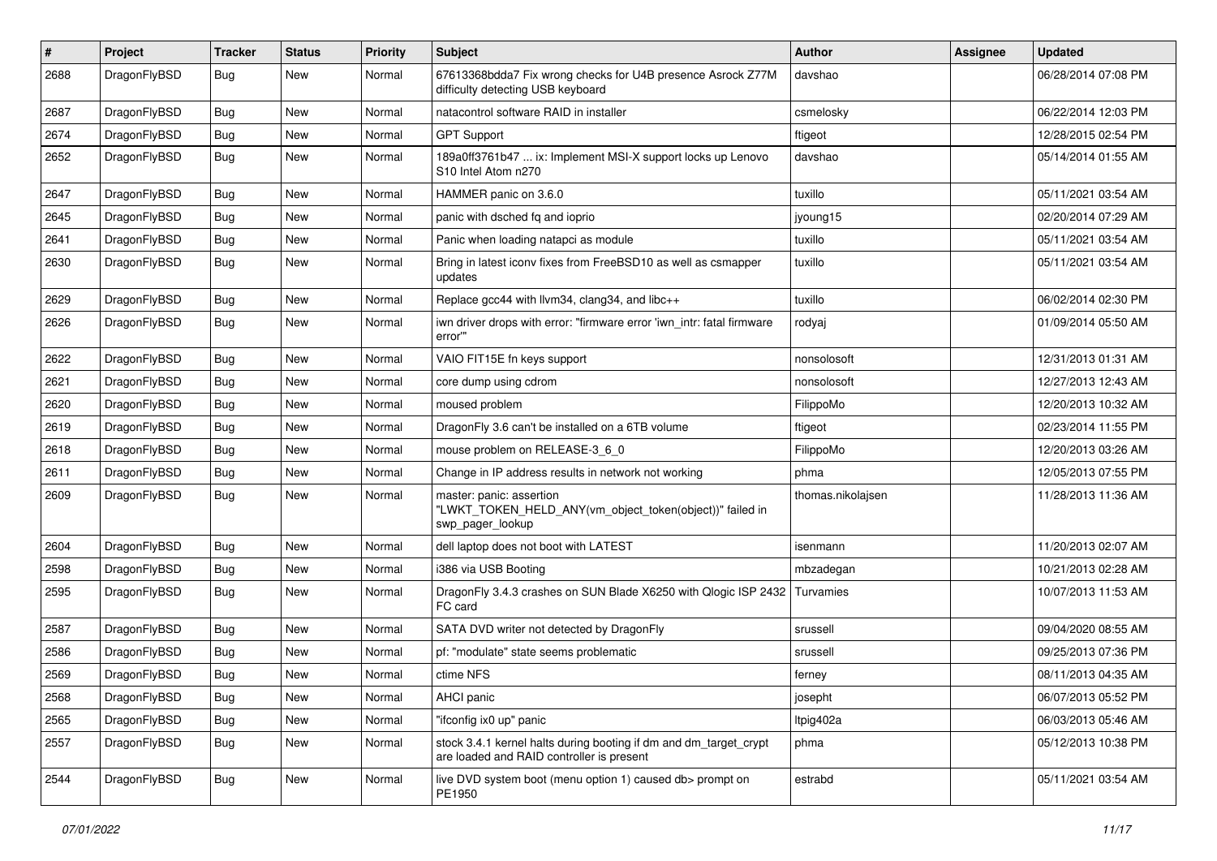| # | Project | Tracker | Status | Priority | Subject | Author | Assignee | Updated |
|---|---|---|---|---|---|---|---|---|
| 2688 | DragonFlyBSD | Bug | New | Normal | 67613368bdda7 Fix wrong checks for U4B presence Asrock Z77M difficulty detecting USB keyboard | davshao | | 06/28/2014 07:08 PM |
| 2687 | DragonFlyBSD | Bug | New | Normal | natacontrol software RAID in installer | csmelosky | | 06/22/2014 12:03 PM |
| 2674 | DragonFlyBSD | Bug | New | Normal | GPT Support | ftigeot | | 12/28/2015 02:54 PM |
| 2652 | DragonFlyBSD | Bug | New | Normal | 189a0ff3761b47 ... ix: Implement MSI-X support locks up Lenovo S10 Intel Atom n270 | davshao | | 05/14/2014 01:55 AM |
| 2647 | DragonFlyBSD | Bug | New | Normal | HAMMER panic on 3.6.0 | tuxillo | | 05/11/2021 03:54 AM |
| 2645 | DragonFlyBSD | Bug | New | Normal | panic with dsched fq and ioprio | jyoung15 | | 02/20/2014 07:29 AM |
| 2641 | DragonFlyBSD | Bug | New | Normal | Panic when loading natapci as module | tuxillo | | 05/11/2021 03:54 AM |
| 2630 | DragonFlyBSD | Bug | New | Normal | Bring in latest iconv fixes from FreeBSD10 as well as csmapper updates | tuxillo | | 05/11/2021 03:54 AM |
| 2629 | DragonFlyBSD | Bug | New | Normal | Replace gcc44 with llvm34, clang34, and libc++ | tuxillo | | 06/02/2014 02:30 PM |
| 2626 | DragonFlyBSD | Bug | New | Normal | iwn driver drops with error: "firmware error 'iwn_intr: fatal firmware error'" | rodyaj | | 01/09/2014 05:50 AM |
| 2622 | DragonFlyBSD | Bug | New | Normal | VAIO FIT15E fn keys support | nonsolosoft | | 12/31/2013 01:31 AM |
| 2621 | DragonFlyBSD | Bug | New | Normal | core dump using cdrom | nonsolosoft | | 12/27/2013 12:43 AM |
| 2620 | DragonFlyBSD | Bug | New | Normal | moused problem | FilippoMo | | 12/20/2013 10:32 AM |
| 2619 | DragonFlyBSD | Bug | New | Normal | DragonFly 3.6 can't be installed on a 6TB volume | ftigeot | | 02/23/2014 11:55 PM |
| 2618 | DragonFlyBSD | Bug | New | Normal | mouse problem on RELEASE-3_6_0 | FilippoMo | | 12/20/2013 03:26 AM |
| 2611 | DragonFlyBSD | Bug | New | Normal | Change in IP address results in network not working | phma | | 12/05/2013 07:55 PM |
| 2609 | DragonFlyBSD | Bug | New | Normal | master: panic: assertion "LWKT_TOKEN_HELD_ANY(vm_object_token(object))" failed in swp_pager_lookup | thomas.nikolajsen | | 11/28/2013 11:36 AM |
| 2604 | DragonFlyBSD | Bug | New | Normal | dell laptop does not boot with LATEST | isenmann | | 11/20/2013 02:07 AM |
| 2598 | DragonFlyBSD | Bug | New | Normal | i386 via USB Booting | mbzadegan | | 10/21/2013 02:28 AM |
| 2595 | DragonFlyBSD | Bug | New | Normal | DragonFly 3.4.3 crashes on SUN Blade X6250 with Qlogic ISP 2432 FC card | Turvamies | | 10/07/2013 11:53 AM |
| 2587 | DragonFlyBSD | Bug | New | Normal | SATA DVD writer not detected by DragonFly | srussell | | 09/04/2020 08:55 AM |
| 2586 | DragonFlyBSD | Bug | New | Normal | pf: "modulate" state seems problematic | srussell | | 09/25/2013 07:36 PM |
| 2569 | DragonFlyBSD | Bug | New | Normal | ctime NFS | ferney | | 08/11/2013 04:35 AM |
| 2568 | DragonFlyBSD | Bug | New | Normal | AHCI panic | josepht | | 06/07/2013 05:52 PM |
| 2565 | DragonFlyBSD | Bug | New | Normal | "ifconfig ix0 up" panic | ltpig402a | | 06/03/2013 05:46 AM |
| 2557 | DragonFlyBSD | Bug | New | Normal | stock 3.4.1 kernel halts during booting if dm and dm_target_crypt are loaded and RAID controller is present | phma | | 05/12/2013 10:38 PM |
| 2544 | DragonFlyBSD | Bug | New | Normal | live DVD system boot (menu option 1) caused db> prompt on PE1950 | estrabd | | 05/11/2021 03:54 AM |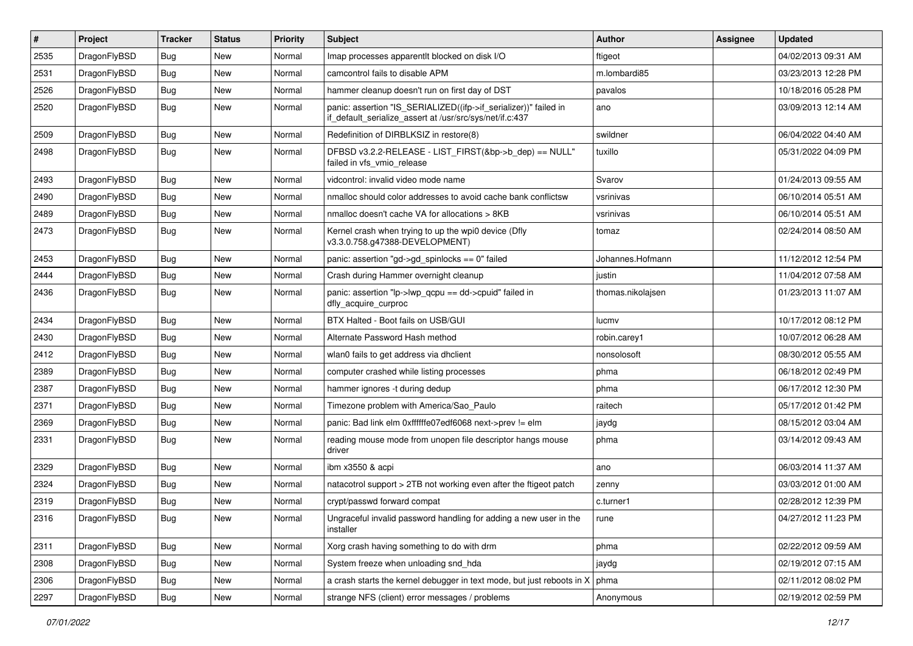| # | Project | Tracker | Status | Priority | Subject | Author | Assignee | Updated |
| --- | --- | --- | --- | --- | --- | --- | --- | --- |
| 2535 | DragonFlyBSD | Bug | New | Normal | Imap processes apparentlt blocked on disk I/O | ftigeot | | 04/02/2013 09:31 AM |
| 2531 | DragonFlyBSD | Bug | New | Normal | camcontrol fails to disable APM | m.lombardi85 | | 03/23/2013 12:28 PM |
| 2526 | DragonFlyBSD | Bug | New | Normal | hammer cleanup doesn't run on first day of DST | pavalos | | 10/18/2016 05:28 PM |
| 2520 | DragonFlyBSD | Bug | New | Normal | panic: assertion "IS_SERIALIZED((ifp->if_serializer))" failed in if_default_serialize_assert at /usr/src/sys/net/if.c:437 | ano | | 03/09/2013 12:14 AM |
| 2509 | DragonFlyBSD | Bug | New | Normal | Redefinition of DIRBLKSIZ in restore(8) | swildner | | 06/04/2022 04:40 AM |
| 2498 | DragonFlyBSD | Bug | New | Normal | DFBSD v3.2.2-RELEASE - LIST_FIRST(&bp->b_dep) == NULL" failed in vfs_vmio_release | tuxillo | | 05/31/2022 04:09 PM |
| 2493 | DragonFlyBSD | Bug | New | Normal | vidcontrol: invalid video mode name | Svarov | | 01/24/2013 09:55 AM |
| 2490 | DragonFlyBSD | Bug | New | Normal | nmalloc should color addresses to avoid cache bank conflictsw | vsrinivas | | 06/10/2014 05:51 AM |
| 2489 | DragonFlyBSD | Bug | New | Normal | nmalloc doesn't cache VA for allocations > 8KB | vsrinivas | | 06/10/2014 05:51 AM |
| 2473 | DragonFlyBSD | Bug | New | Normal | Kernel crash when trying to up the wpi0 device (Dfly v3.3.0.758.g47388-DEVELOPMENT) | tomaz | | 02/24/2014 08:50 AM |
| 2453 | DragonFlyBSD | Bug | New | Normal | panic: assertion "gd->gd_spinlocks == 0" failed | Johannes.Hofmann | | 11/12/2012 12:54 PM |
| 2444 | DragonFlyBSD | Bug | New | Normal | Crash during Hammer overnight cleanup | justin | | 11/04/2012 07:58 AM |
| 2436 | DragonFlyBSD | Bug | New | Normal | panic: assertion "lp->lwp_qcpu == dd->cpuid" failed in dfly_acquire_curproc | thomas.nikolajsen | | 01/23/2013 11:07 AM |
| 2434 | DragonFlyBSD | Bug | New | Normal | BTX Halted - Boot fails on USB/GUI | lucmv | | 10/17/2012 08:12 PM |
| 2430 | DragonFlyBSD | Bug | New | Normal | Alternate Password Hash method | robin.carey1 | | 10/07/2012 06:28 AM |
| 2412 | DragonFlyBSD | Bug | New | Normal | wlan0 fails to get address via dhclient | nonsolosoft | | 08/30/2012 05:55 AM |
| 2389 | DragonFlyBSD | Bug | New | Normal | computer crashed while listing processes | phma | | 06/18/2012 02:49 PM |
| 2387 | DragonFlyBSD | Bug | New | Normal | hammer ignores -t during dedup | phma | | 06/17/2012 12:30 PM |
| 2371 | DragonFlyBSD | Bug | New | Normal | Timezone problem with America/Sao_Paulo | raitech | | 05/17/2012 01:42 PM |
| 2369 | DragonFlyBSD | Bug | New | Normal | panic: Bad link elm 0xffffffe07edf6068 next->prev != elm | jaydg | | 08/15/2012 03:04 AM |
| 2331 | DragonFlyBSD | Bug | New | Normal | reading mouse mode from unopen file descriptor hangs mouse driver | phma | | 03/14/2012 09:43 AM |
| 2329 | DragonFlyBSD | Bug | New | Normal | ibm x3550 & acpi | ano | | 06/03/2014 11:37 AM |
| 2324 | DragonFlyBSD | Bug | New | Normal | natacotrol support > 2TB not working even after the ftigeot patch | zenny | | 03/03/2012 01:00 AM |
| 2319 | DragonFlyBSD | Bug | New | Normal | crypt/passwd forward compat | c.turner1 | | 02/28/2012 12:39 PM |
| 2316 | DragonFlyBSD | Bug | New | Normal | Ungraceful invalid password handling for adding a new user in the installer | rune | | 04/27/2012 11:23 PM |
| 2311 | DragonFlyBSD | Bug | New | Normal | Xorg crash having something to do with drm | phma | | 02/22/2012 09:59 AM |
| 2308 | DragonFlyBSD | Bug | New | Normal | System freeze when unloading snd_hda | jaydg | | 02/19/2012 07:15 AM |
| 2306 | DragonFlyBSD | Bug | New | Normal | a crash starts the kernel debugger in text mode, but just reboots in X | phma | | 02/11/2012 08:02 PM |
| 2297 | DragonFlyBSD | Bug | New | Normal | strange NFS (client) error messages / problems | Anonymous | | 02/19/2012 02:59 PM |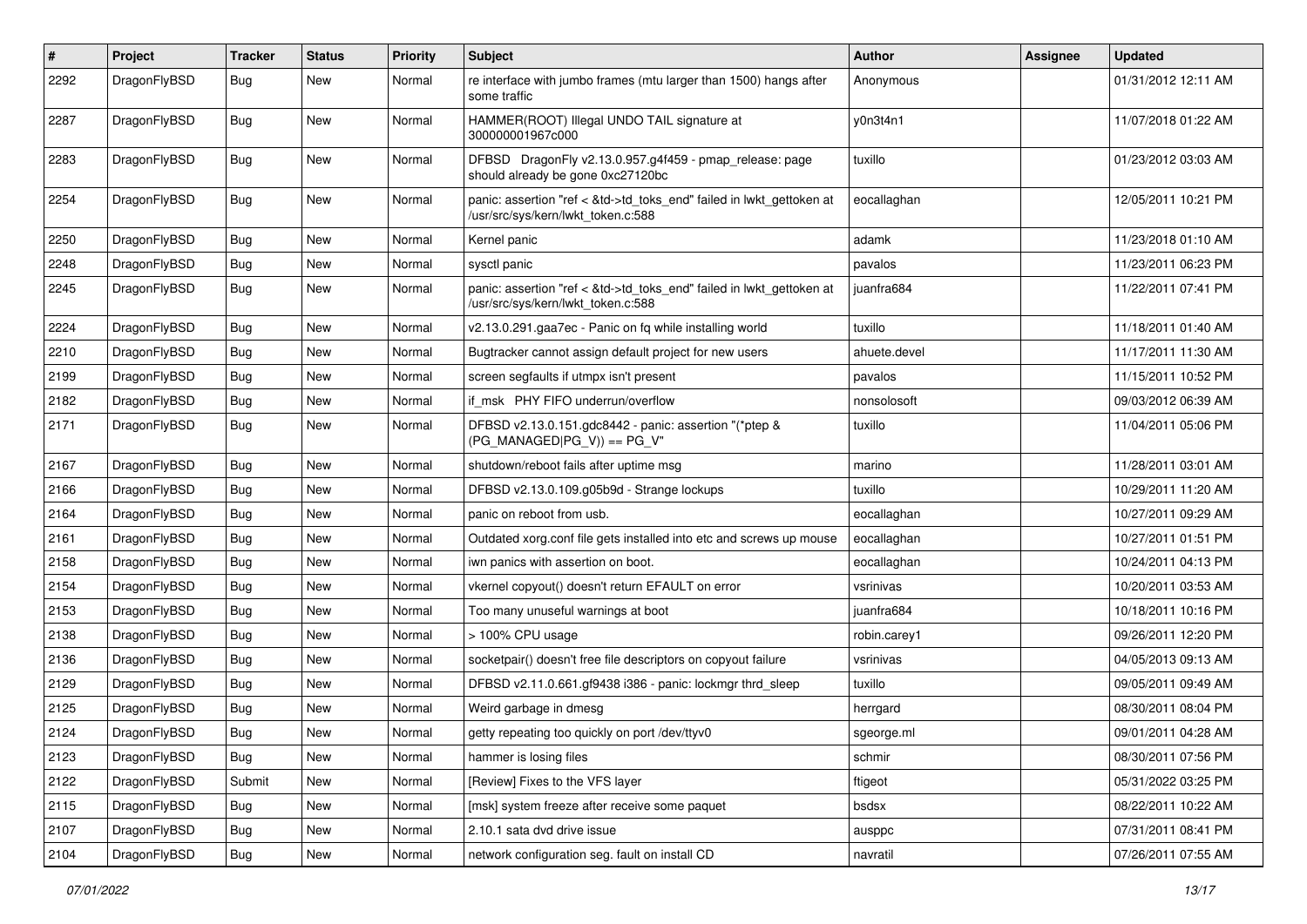| # | Project | Tracker | Status | Priority | Subject | Author | Assignee | Updated |
|---|---|---|---|---|---|---|---|---|
| 2292 | DragonFlyBSD | Bug | New | Normal | re interface with jumbo frames (mtu larger than 1500) hangs after some traffic | Anonymous | | 01/31/2012 12:11 AM |
| 2287 | DragonFlyBSD | Bug | New | Normal | HAMMER(ROOT) Illegal UNDO TAIL signature at 300000001967c000 | y0n3t4n1 | | 11/07/2018 01:22 AM |
| 2283 | DragonFlyBSD | Bug | New | Normal | DFBSD DragonFly v2.13.0.957.g4f459 - pmap_release: page should already be gone 0xc27120bc | tuxillo | | 01/23/2012 03:03 AM |
| 2254 | DragonFlyBSD | Bug | New | Normal | panic: assertion "ref < &td->td_toks_end" failed in lwkt_gettoken at /usr/src/sys/kern/lwkt_token.c:588 | eocallaghan | | 12/05/2011 10:21 PM |
| 2250 | DragonFlyBSD | Bug | New | Normal | Kernel panic | adamk | | 11/23/2018 01:10 AM |
| 2248 | DragonFlyBSD | Bug | New | Normal | sysctl panic | pavalos | | 11/23/2011 06:23 PM |
| 2245 | DragonFlyBSD | Bug | New | Normal | panic: assertion "ref < &td->td_toks_end" failed in lwkt_gettoken at /usr/src/sys/kern/lwkt_token.c:588 | juanfra684 | | 11/22/2011 07:41 PM |
| 2224 | DragonFlyBSD | Bug | New | Normal | v2.13.0.291.gaa7ec - Panic on fq while installing world | tuxillo | | 11/18/2011 01:40 AM |
| 2210 | DragonFlyBSD | Bug | New | Normal | Bugtracker cannot assign default project for new users | ahuete.devel | | 11/17/2011 11:30 AM |
| 2199 | DragonFlyBSD | Bug | New | Normal | screen segfaults if utmpx isn't present | pavalos | | 11/15/2011 10:52 PM |
| 2182 | DragonFlyBSD | Bug | New | Normal | if_msk PHY FIFO underrun/overflow | nonsolosoft | | 09/03/2012 06:39 AM |
| 2171 | DragonFlyBSD | Bug | New | Normal | DFBSD v2.13.0.151.gdc8442 - panic: assertion "(*ptep & (PG_MANAGED\|PG_V)) == PG_V" | tuxillo | | 11/04/2011 05:06 PM |
| 2167 | DragonFlyBSD | Bug | New | Normal | shutdown/reboot fails after uptime msg | marino | | 11/28/2011 03:01 AM |
| 2166 | DragonFlyBSD | Bug | New | Normal | DFBSD v2.13.0.109.g05b9d - Strange lockups | tuxillo | | 10/29/2011 11:20 AM |
| 2164 | DragonFlyBSD | Bug | New | Normal | panic on reboot from usb. | eocallaghan | | 10/27/2011 09:29 AM |
| 2161 | DragonFlyBSD | Bug | New | Normal | Outdated xorg.conf file gets installed into etc and screws up mouse | eocallaghan | | 10/27/2011 01:51 PM |
| 2158 | DragonFlyBSD | Bug | New | Normal | iwn panics with assertion on boot. | eocallaghan | | 10/24/2011 04:13 PM |
| 2154 | DragonFlyBSD | Bug | New | Normal | vkernel copyout() doesn't return EFAULT on error | vsrinivas | | 10/20/2011 03:53 AM |
| 2153 | DragonFlyBSD | Bug | New | Normal | Too many unuseful warnings at boot | juanfra684 | | 10/18/2011 10:16 PM |
| 2138 | DragonFlyBSD | Bug | New | Normal | > 100% CPU usage | robin.carey1 | | 09/26/2011 12:20 PM |
| 2136 | DragonFlyBSD | Bug | New | Normal | socketpair() doesn't free file descriptors on copyout failure | vsrinivas | | 04/05/2013 09:13 AM |
| 2129 | DragonFlyBSD | Bug | New | Normal | DFBSD v2.11.0.661.gf9438 i386 - panic: lockmgr thrd_sleep | tuxillo | | 09/05/2011 09:49 AM |
| 2125 | DragonFlyBSD | Bug | New | Normal | Weird garbage in dmesg | herrgard | | 08/30/2011 08:04 PM |
| 2124 | DragonFlyBSD | Bug | New | Normal | getty repeating too quickly on port /dev/ttyv0 | sgeorge.ml | | 09/01/2011 04:28 AM |
| 2123 | DragonFlyBSD | Bug | New | Normal | hammer is losing files | schmir | | 08/30/2011 07:56 PM |
| 2122 | DragonFlyBSD | Submit | New | Normal | [Review] Fixes to the VFS layer | ftigeot | | 05/31/2022 03:25 PM |
| 2115 | DragonFlyBSD | Bug | New | Normal | [msk] system freeze after receive some paquet | bsdsx | | 08/22/2011 10:22 AM |
| 2107 | DragonFlyBSD | Bug | New | Normal | 2.10.1 sata dvd drive issue | ausppc | | 07/31/2011 08:41 PM |
| 2104 | DragonFlyBSD | Bug | New | Normal | network configuration seg. fault on install CD | navratil | | 07/26/2011 07:55 AM |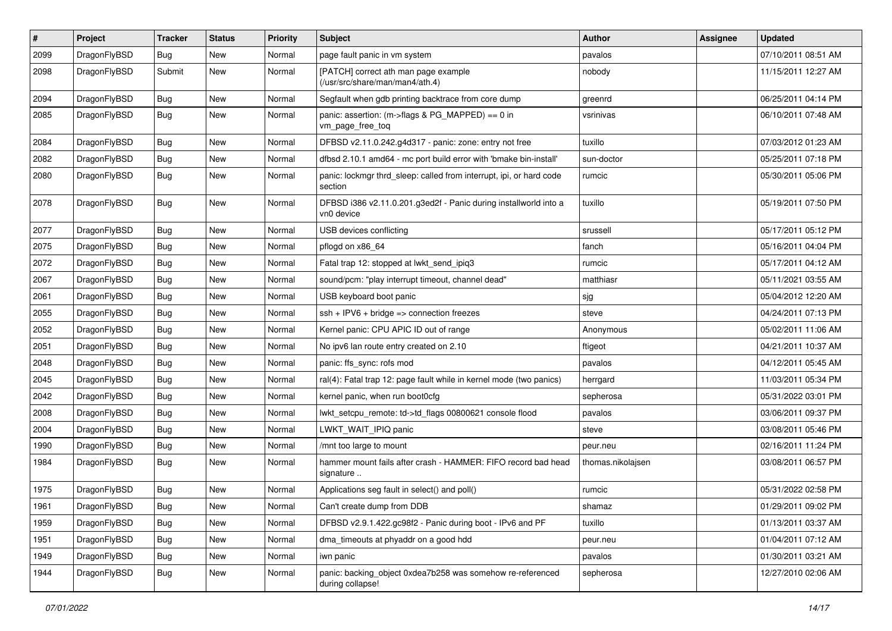| # | Project | Tracker | Status | Priority | Subject | Author | Assignee | Updated |
|---|---|---|---|---|---|---|---|---|
| 2099 | DragonFlyBSD | Bug | New | Normal | page fault panic in vm system | pavalos | | 07/10/2011 08:51 AM |
| 2098 | DragonFlyBSD | Submit | New | Normal | [PATCH] correct ath man page example (/usr/src/share/man/man4/ath.4) | nobody | | 11/15/2011 12:27 AM |
| 2094 | DragonFlyBSD | Bug | New | Normal | Segfault when gdb printing backtrace from core dump | greenrd | | 06/25/2011 04:14 PM |
| 2085 | DragonFlyBSD | Bug | New | Normal | panic: assertion: (m->flags & PG_MAPPED) == 0 in vm_page_free_toq | vsrinivas | | 06/10/2011 07:48 AM |
| 2084 | DragonFlyBSD | Bug | New | Normal | DFBSD v2.11.0.242.g4d317 - panic: zone: entry not free | tuxillo | | 07/03/2012 01:23 AM |
| 2082 | DragonFlyBSD | Bug | New | Normal | dfbsd 2.10.1 amd64 - mc port build error with 'bmake bin-install' | sun-doctor | | 05/25/2011 07:18 PM |
| 2080 | DragonFlyBSD | Bug | New | Normal | panic: lockmgr thrd_sleep: called from interrupt, ipi, or hard code section | rumcic | | 05/30/2011 05:06 PM |
| 2078 | DragonFlyBSD | Bug | New | Normal | DFBSD i386 v2.11.0.201.g3ed2f - Panic during installworld into a vn0 device | tuxillo | | 05/19/2011 07:50 PM |
| 2077 | DragonFlyBSD | Bug | New | Normal | USB devices conflicting | srussell | | 05/17/2011 05:12 PM |
| 2075 | DragonFlyBSD | Bug | New | Normal | pflogd on x86_64 | fanch | | 05/16/2011 04:04 PM |
| 2072 | DragonFlyBSD | Bug | New | Normal | Fatal trap 12: stopped at lwkt_send_ipiq3 | rumcic | | 05/17/2011 04:12 AM |
| 2067 | DragonFlyBSD | Bug | New | Normal | sound/pcm: "play interrupt timeout, channel dead" | matthiasr | | 05/11/2021 03:55 AM |
| 2061 | DragonFlyBSD | Bug | New | Normal | USB keyboard boot panic | sjg | | 05/04/2012 12:20 AM |
| 2055 | DragonFlyBSD | Bug | New | Normal | ssh + IPV6 + bridge => connection freezes | steve | | 04/24/2011 07:13 PM |
| 2052 | DragonFlyBSD | Bug | New | Normal | Kernel panic: CPU APIC ID out of range | Anonymous | | 05/02/2011 11:06 AM |
| 2051 | DragonFlyBSD | Bug | New | Normal | No ipv6 lan route entry created on 2.10 | ftigeot | | 04/21/2011 10:37 AM |
| 2048 | DragonFlyBSD | Bug | New | Normal | panic: ffs_sync: rofs mod | pavalos | | 04/12/2011 05:45 AM |
| 2045 | DragonFlyBSD | Bug | New | Normal | ral(4): Fatal trap 12: page fault while in kernel mode (two panics) | herrgard | | 11/03/2011 05:34 PM |
| 2042 | DragonFlyBSD | Bug | New | Normal | kernel panic, when run boot0cfg | sepherosa | | 05/31/2022 03:01 PM |
| 2008 | DragonFlyBSD | Bug | New | Normal | lwkt_setcpu_remote: td->td_flags 00800621 console flood | pavalos | | 03/06/2011 09:37 PM |
| 2004 | DragonFlyBSD | Bug | New | Normal | LWKT_WAIT_IPIQ panic | steve | | 03/08/2011 05:46 PM |
| 1990 | DragonFlyBSD | Bug | New | Normal | /mnt too large to mount | peur.neu | | 02/16/2011 11:24 PM |
| 1984 | DragonFlyBSD | Bug | New | Normal | hammer mount fails after crash - HAMMER: FIFO record bad head signature .. | thomas.nikolajsen | | 03/08/2011 06:57 PM |
| 1975 | DragonFlyBSD | Bug | New | Normal | Applications seg fault in select() and poll() | rumcic | | 05/31/2022 02:58 PM |
| 1961 | DragonFlyBSD | Bug | New | Normal | Can't create dump from DDB | shamaz | | 01/29/2011 09:02 PM |
| 1959 | DragonFlyBSD | Bug | New | Normal | DFBSD v2.9.1.422.gc98f2 - Panic during boot - IPv6 and PF | tuxillo | | 01/13/2011 03:37 AM |
| 1951 | DragonFlyBSD | Bug | New | Normal | dma_timeouts at phyaddr on a good hdd | peur.neu | | 01/04/2011 07:12 AM |
| 1949 | DragonFlyBSD | Bug | New | Normal | iwn panic | pavalos | | 01/30/2011 03:21 AM |
| 1944 | DragonFlyBSD | Bug | New | Normal | panic: backing_object 0xdea7b258 was somehow re-referenced during collapse! | sepherosa | | 12/27/2010 02:06 AM |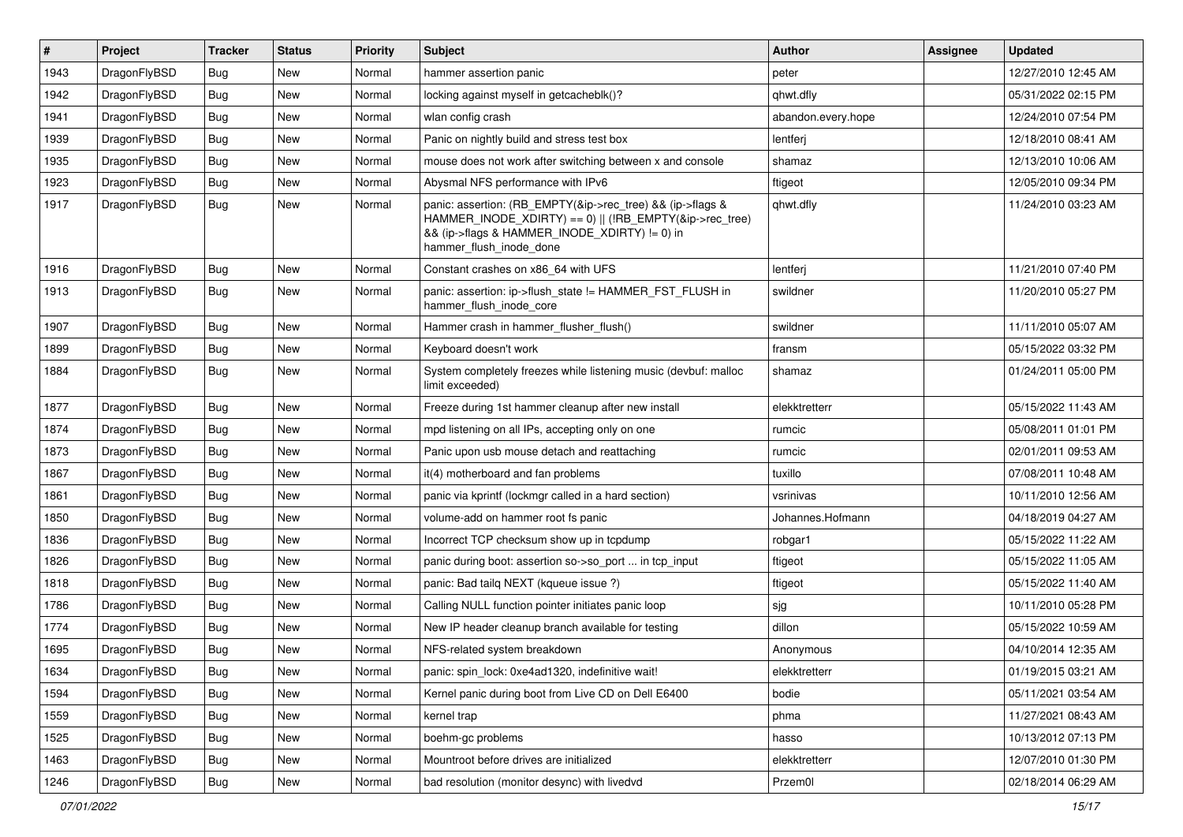| # | Project | Tracker | Status | Priority | Subject | Author | Assignee | Updated |
|---|---|---|---|---|---|---|---|---|
| 1943 | DragonFlyBSD | Bug | New | Normal | hammer assertion panic | peter | | 12/27/2010 12:45 AM |
| 1942 | DragonFlyBSD | Bug | New | Normal | locking against myself in getcacheblk()? | qhwt.dfly | | 05/31/2022 02:15 PM |
| 1941 | DragonFlyBSD | Bug | New | Normal | wlan config crash | abandon.every.hope | | 12/24/2010 07:54 PM |
| 1939 | DragonFlyBSD | Bug | New | Normal | Panic on nightly build and stress test box | lentferj | | 12/18/2010 08:41 AM |
| 1935 | DragonFlyBSD | Bug | New | Normal | mouse does not work after switching between x and console | shamaz | | 12/13/2010 10:06 AM |
| 1923 | DragonFlyBSD | Bug | New | Normal | Abysmal NFS performance with IPv6 | ftigeot | | 12/05/2010 09:34 PM |
| 1917 | DragonFlyBSD | Bug | New | Normal | panic: assertion: (RB_EMPTY(&ip->rec_tree) && (ip->flags & HAMMER_INODE_XDIRTY) == 0) \|\| (!RB_EMPTY(&ip->rec_tree) && (ip->flags & HAMMER_INODE_XDIRTY) != 0) in hammer_flush_inode_done | qhwt.dfly | | 11/24/2010 03:23 AM |
| 1916 | DragonFlyBSD | Bug | New | Normal | Constant crashes on x86_64 with UFS | lentferj | | 11/21/2010 07:40 PM |
| 1913 | DragonFlyBSD | Bug | New | Normal | panic: assertion: ip->flush_state != HAMMER_FST_FLUSH in hammer_flush_inode_core | swildner | | 11/20/2010 05:27 PM |
| 1907 | DragonFlyBSD | Bug | New | Normal | Hammer crash in hammer_flusher_flush() | swildner | | 11/11/2010 05:07 AM |
| 1899 | DragonFlyBSD | Bug | New | Normal | Keyboard doesn't work | fransm | | 05/15/2022 03:32 PM |
| 1884 | DragonFlyBSD | Bug | New | Normal | System completely freezes while listening music (devbuf: malloc limit exceeded) | shamaz | | 01/24/2011 05:00 PM |
| 1877 | DragonFlyBSD | Bug | New | Normal | Freeze during 1st hammer cleanup after new install | elekktretterr | | 05/15/2022 11:43 AM |
| 1874 | DragonFlyBSD | Bug | New | Normal | mpd listening on all IPs, accepting only on one | rumcic | | 05/08/2011 01:01 PM |
| 1873 | DragonFlyBSD | Bug | New | Normal | Panic upon usb mouse detach and reattaching | rumcic | | 02/01/2011 09:53 AM |
| 1867 | DragonFlyBSD | Bug | New | Normal | it(4) motherboard and fan problems | tuxillo | | 07/08/2011 10:48 AM |
| 1861 | DragonFlyBSD | Bug | New | Normal | panic via kprintf (lockmgr called in a hard section) | vsrinivas | | 10/11/2010 12:56 AM |
| 1850 | DragonFlyBSD | Bug | New | Normal | volume-add on hammer root fs panic | Johannes.Hofmann | | 04/18/2019 04:27 AM |
| 1836 | DragonFlyBSD | Bug | New | Normal | Incorrect TCP checksum show up in tcpdump | robgar1 | | 05/15/2022 11:22 AM |
| 1826 | DragonFlyBSD | Bug | New | Normal | panic during boot: assertion so->so_port ... in tcp_input | ftigeot | | 05/15/2022 11:05 AM |
| 1818 | DragonFlyBSD | Bug | New | Normal | panic: Bad tailq NEXT (kqueue issue ?) | ftigeot | | 05/15/2022 11:40 AM |
| 1786 | DragonFlyBSD | Bug | New | Normal | Calling NULL function pointer initiates panic loop | sjg | | 10/11/2010 05:28 PM |
| 1774 | DragonFlyBSD | Bug | New | Normal | New IP header cleanup branch available for testing | dillon | | 05/15/2022 10:59 AM |
| 1695 | DragonFlyBSD | Bug | New | Normal | NFS-related system breakdown | Anonymous | | 04/10/2014 12:35 AM |
| 1634 | DragonFlyBSD | Bug | New | Normal | panic: spin_lock: 0xe4ad1320, indefinitive wait! | elekktretterr | | 01/19/2015 03:21 AM |
| 1594 | DragonFlyBSD | Bug | New | Normal | Kernel panic during boot from Live CD on Dell E6400 | bodie | | 05/11/2021 03:54 AM |
| 1559 | DragonFlyBSD | Bug | New | Normal | kernel trap | phma | | 11/27/2021 08:43 AM |
| 1525 | DragonFlyBSD | Bug | New | Normal | boehm-gc problems | hasso | | 10/13/2012 07:13 PM |
| 1463 | DragonFlyBSD | Bug | New | Normal | Mountroot before drives are initialized | elekktretterr | | 12/07/2010 01:30 PM |
| 1246 | DragonFlyBSD | Bug | New | Normal | bad resolution (monitor desync) with livedvd | Przem0l | | 02/18/2014 06:29 AM |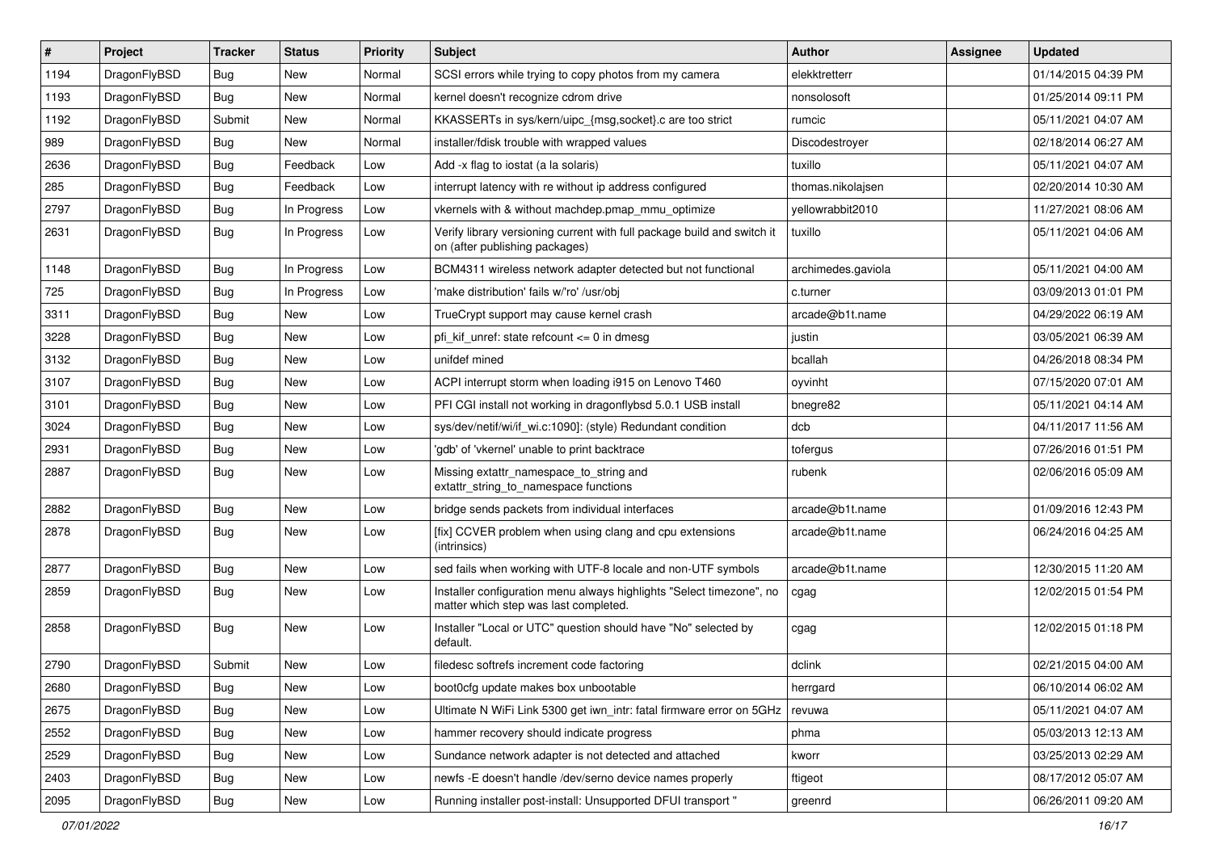| # | Project | Tracker | Status | Priority | Subject | Author | Assignee | Updated |
| --- | --- | --- | --- | --- | --- | --- | --- | --- |
| 1194 | DragonFlyBSD | Bug | New | Normal | SCSI errors while trying to copy photos from my camera | elekktretterr | | 01/14/2015 04:39 PM |
| 1193 | DragonFlyBSD | Bug | New | Normal | kernel doesn't recognize cdrom drive | nonsolosoft | | 01/25/2014 09:11 PM |
| 1192 | DragonFlyBSD | Submit | New | Normal | KKASSERTs in sys/kern/uipc_{msg,socket}.c are too strict | rumcic | | 05/11/2021 04:07 AM |
| 989 | DragonFlyBSD | Bug | New | Normal | installer/fdisk trouble with wrapped values | Discodestroyer | | 02/18/2014 06:27 AM |
| 2636 | DragonFlyBSD | Bug | Feedback | Low | Add -x flag to iostat (a la solaris) | tuxillo | | 05/11/2021 04:07 AM |
| 285 | DragonFlyBSD | Bug | Feedback | Low | interrupt latency with re without ip address configured | thomas.nikolajsen | | 02/20/2014 10:30 AM |
| 2797 | DragonFlyBSD | Bug | In Progress | Low | vkernels with & without machdep.pmap_mmu_optimize | yellowrabbit2010 | | 11/27/2021 08:06 AM |
| 2631 | DragonFlyBSD | Bug | In Progress | Low | Verify library versioning current with full package build and switch it on (after publishing packages) | tuxillo | | 05/11/2021 04:06 AM |
| 1148 | DragonFlyBSD | Bug | In Progress | Low | BCM4311 wireless network adapter detected but not functional | archimedes.gaviola | | 05/11/2021 04:00 AM |
| 725 | DragonFlyBSD | Bug | In Progress | Low | 'make distribution' fails w/'ro' /usr/obj | c.turner | | 03/09/2013 01:01 PM |
| 3311 | DragonFlyBSD | Bug | New | Low | TrueCrypt support may cause kernel crash | arcade@b1t.name | | 04/29/2022 06:19 AM |
| 3228 | DragonFlyBSD | Bug | New | Low | pfi_kif_unref: state refcount <= 0 in dmesg | justin | | 03/05/2021 06:39 AM |
| 3132 | DragonFlyBSD | Bug | New | Low | unifdef mined | bcallah | | 04/26/2018 08:34 PM |
| 3107 | DragonFlyBSD | Bug | New | Low | ACPI interrupt storm when loading i915 on Lenovo T460 | oyvinht | | 07/15/2020 07:01 AM |
| 3101 | DragonFlyBSD | Bug | New | Low | PFI CGI install not working in dragonflybsd 5.0.1 USB install | bnegre82 | | 05/11/2021 04:14 AM |
| 3024 | DragonFlyBSD | Bug | New | Low | sys/dev/netif/wi/if_wi.c:1090]: (style) Redundant condition | dcb | | 04/11/2017 11:56 AM |
| 2931 | DragonFlyBSD | Bug | New | Low | 'gdb' of 'vkernel' unable to print backtrace | tofergus | | 07/26/2016 01:51 PM |
| 2887 | DragonFlyBSD | Bug | New | Low | Missing extattr_namespace_to_string and extattr_string_to_namespace functions | rubenk | | 02/06/2016 05:09 AM |
| 2882 | DragonFlyBSD | Bug | New | Low | bridge sends packets from individual interfaces | arcade@b1t.name | | 01/09/2016 12:43 PM |
| 2878 | DragonFlyBSD | Bug | New | Low | [fix] CCVER problem when using clang and cpu extensions (intrinsics) | arcade@b1t.name | | 06/24/2016 04:25 AM |
| 2877 | DragonFlyBSD | Bug | New | Low | sed fails when working with UTF-8 locale and non-UTF symbols | arcade@b1t.name | | 12/30/2015 11:20 AM |
| 2859 | DragonFlyBSD | Bug | New | Low | Installer configuration menu always highlights "Select timezone", no matter which step was last completed. | cgag | | 12/02/2015 01:54 PM |
| 2858 | DragonFlyBSD | Bug | New | Low | Installer "Local or UTC" question should have "No" selected by default. | cgag | | 12/02/2015 01:18 PM |
| 2790 | DragonFlyBSD | Submit | New | Low | filedesc softrefs increment code factoring | dclink | | 02/21/2015 04:00 AM |
| 2680 | DragonFlyBSD | Bug | New | Low | boot0cfg update makes box unbootable | herrgard | | 06/10/2014 06:02 AM |
| 2675 | DragonFlyBSD | Bug | New | Low | Ultimate N WiFi Link 5300 get iwn_intr: fatal firmware error on 5GHz | revuwa | | 05/11/2021 04:07 AM |
| 2552 | DragonFlyBSD | Bug | New | Low | hammer recovery should indicate progress | phma | | 05/03/2013 12:13 AM |
| 2529 | DragonFlyBSD | Bug | New | Low | Sundance network adapter is not detected and attached | kworr | | 03/25/2013 02:29 AM |
| 2403 | DragonFlyBSD | Bug | New | Low | newfs -E doesn't handle /dev/serno device names properly | ftigeot | | 08/17/2012 05:07 AM |
| 2095 | DragonFlyBSD | Bug | New | Low | Running installer post-install: Unsupported DFUI transport " | greenrd | | 06/26/2011 09:20 AM |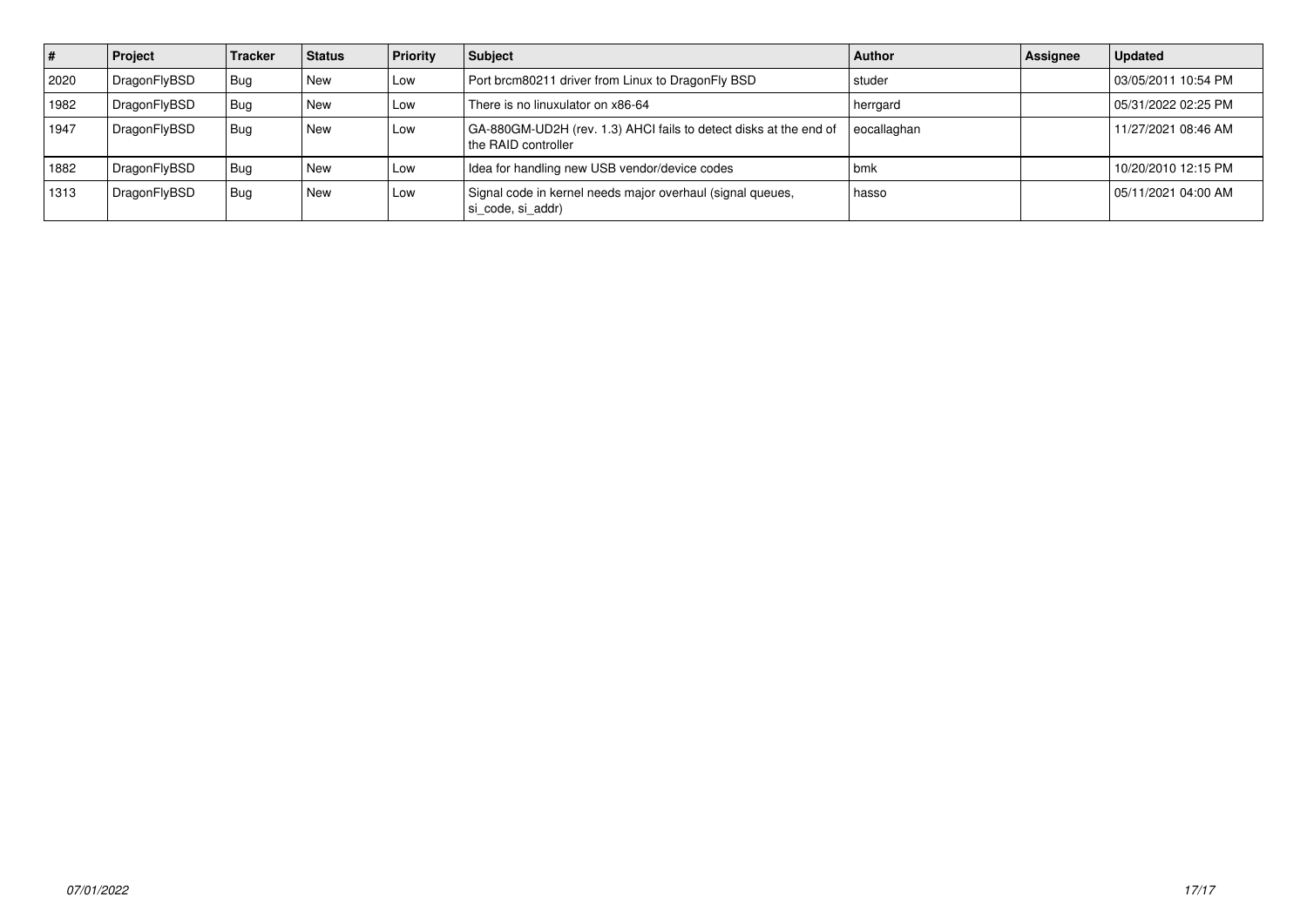| # | Project | Tracker | Status | Priority | Subject | Author | Assignee | Updated |
|---|---|---|---|---|---|---|---|---|
| 2020 | DragonFlyBSD | Bug | New | Low | Port brcm80211 driver from Linux to DragonFly BSD | studer | | 03/05/2011 10:54 PM |
| 1982 | DragonFlyBSD | Bug | New | Low | There is no linuxulator on x86-64 | herrgard | | 05/31/2022 02:25 PM |
| 1947 | DragonFlyBSD | Bug | New | Low | GA-880GM-UD2H (rev. 1.3) AHCI fails to detect disks at the end of the RAID controller | eocallaghan | | 11/27/2021 08:46 AM |
| 1882 | DragonFlyBSD | Bug | New | Low | Idea for handling new USB vendor/device codes | bmk | | 10/20/2010 12:15 PM |
| 1313 | DragonFlyBSD | Bug | New | Low | Signal code in kernel needs major overhaul (signal queues, si_code, si_addr) | hasso | | 05/11/2021 04:00 AM |

*07/01/2022*